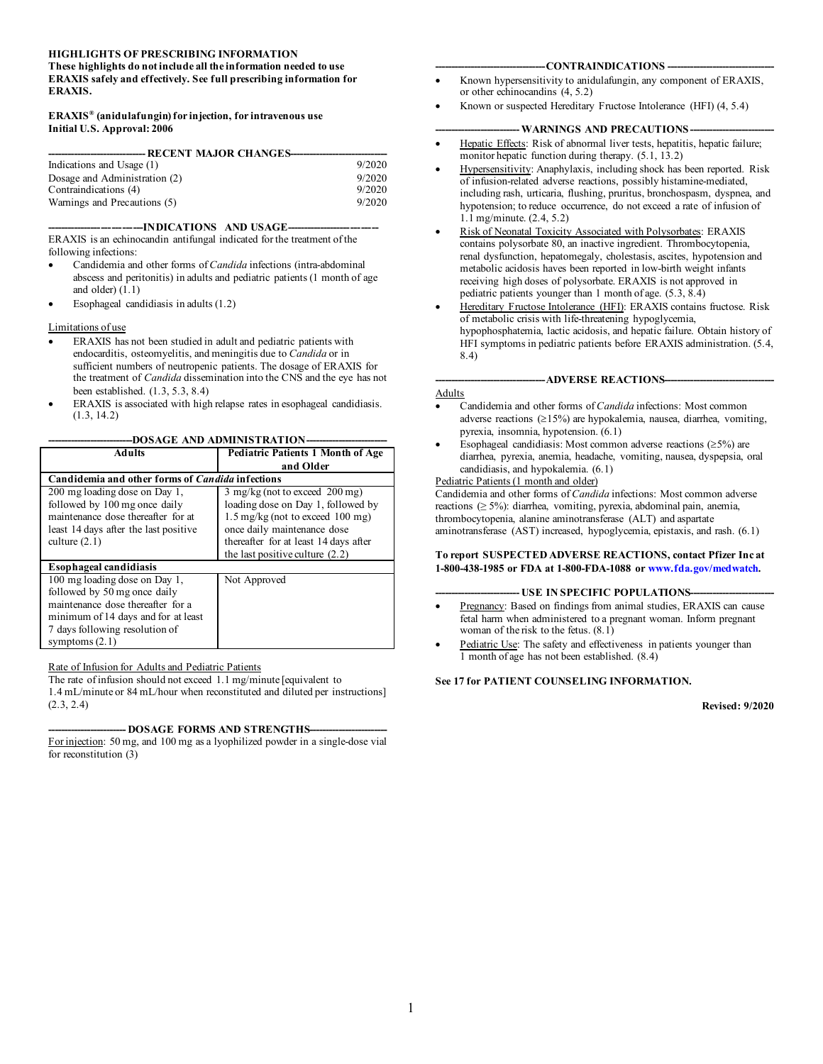**HIGHLIGHTS OF PRESCRIBING INFORMATION**
**These highlights do not include all the information needed to use ERAXIS safely and effectively. See full prescribing information for ERAXIS.**

**ERAXIS® (anidulafungin) for injection, for intravenous use**
**Initial U.S. Approval: 2006**

## RECENT MAJOR CHANGES

| | |
|---|---|
| Indications and Usage (1) | 9/2020 |
| Dosage and Administration (2) | 9/2020 |
| Contraindications (4) | 9/2020 |
| Warnings and Precautions (5) | 9/2020 |

## INDICATIONS AND USAGE

ERAXIS is an echinocandin antifungal indicated for the treatment of the following infections:

- Candidemia and other forms of *Candida* infections (intra-abdominal abscess and peritonitis) in adults and pediatric patients (1 month of age and older) (1.1)
- Esophageal candidiasis in adults (1.2)

Limitations of use

- ERAXIS has not been studied in adult and pediatric patients with endocarditis, osteomyelitis, and meningitis due to *Candida* or in sufficient numbers of neutropenic patients. The dosage of ERAXIS for the treatment of *Candida* dissemination into the CNS and the eye has not been established. (1.3, 5.3, 8.4)
- ERAXIS is associated with high relapse rates in esophageal candidiasis. (1.3, 14.2)

## DOSAGE AND ADMINISTRATION

| Adults | Pediatric Patients 1 Month of Age and Older |
|---|---|
| **Candidemia and other forms of *Candida* infections** | |
| 200 mg loading dose on Day 1, followed by 100 mg once daily maintenance dose thereafter for at least 14 days after the last positive culture (2.1) | 3 mg/kg (not to exceed 200 mg) loading dose on Day 1, followed by 1.5 mg/kg (not to exceed 100 mg) once daily maintenance dose thereafter for at least 14 days after the last positive culture (2.2) |
| **Esophageal candidiasis** | |
| 100 mg loading dose on Day 1, followed by 50 mg once daily maintenance dose thereafter for a minimum of 14 days and for at least 7 days following resolution of symptoms (2.1) | Not Approved |

Rate of Infusion for Adults and Pediatric Patients

The rate of infusion should not exceed 1.1 mg/minute [equivalent to 1.4 mL/minute or 84 mL/hour when reconstituted and diluted per instructions] (2.3, 2.4)

## DOSAGE FORMS AND STRENGTHS

For injection: 50 mg, and 100 mg as a lyophilized powder in a single-dose vial for reconstitution (3)

## CONTRAINDICATIONS

- Known hypersensitivity to anidulafungin, any component of ERAXIS, or other echinocandins (4, 5.2)
- Known or suspected Hereditary Fructose Intolerance (HFI) (4, 5.4)

## WARNINGS AND PRECAUTIONS

- Hepatic Effects: Risk of abnormal liver tests, hepatitis, hepatic failure; monitor hepatic function during therapy. (5.1, 13.2)
- Hypersensitivity: Anaphylaxis, including shock has been reported. Risk of infusion-related adverse reactions, possibly histamine-mediated, including rash, urticaria, flushing, pruritus, bronchospasm, dyspnea, and hypotension; to reduce occurrence, do not exceed a rate of infusion of 1.1 mg/minute. (2.4, 5.2)
- Risk of Neonatal Toxicity Associated with Polysorbates: ERAXIS contains polysorbate 80, an inactive ingredient. Thrombocytopenia, renal dysfunction, hepatomegaly, cholestasis, ascites, hypotension and metabolic acidosis haves been reported in low-birth weight infants receiving high doses of polysorbate. ERAXIS is not approved in pediatric patients younger than 1 month of age. (5.3, 8.4)
- Hereditary Fructose Intolerance (HFI): ERAXIS contains fructose. Risk of metabolic crisis with life-threatening hypoglycemia, hypophosphatemia, lactic acidosis, and hepatic failure. Obtain history of HFI symptoms in pediatric patients before ERAXIS administration. (5.4, 8.4)

## ADVERSE REACTIONS

Adults

- Candidemia and other forms of *Candida* infections: Most common adverse reactions (≥15%) are hypokalemia, nausea, diarrhea, vomiting, pyrexia, insomnia, hypotension. (6.1)
- Esophageal candidiasis: Most common adverse reactions (≥5%) are diarrhea, pyrexia, anemia, headache, vomiting, nausea, dyspepsia, oral candidiasis, and hypokalemia. (6.1)

Pediatric Patients (1 month and older)

Candidemia and other forms of *Candida* infections: Most common adverse reactions (≥ 5%): diarrhea, vomiting, pyrexia, abdominal pain, anemia, thrombocytopenia, alanine aminotransferase (ALT) and aspartate aminotransferase (AST) increased, hypoglycemia, epistaxis, and rash. (6.1)

**To report SUSPECTED ADVERSE REACTIONS, contact Pfizer Inc at 1-800-438-1985 or FDA at 1-800-FDA-1088 or www.fda.gov/medwatch.**

## USE IN SPECIFIC POPULATIONS

- Pregnancy: Based on findings from animal studies, ERAXIS can cause fetal harm when administered to a pregnant woman. Inform pregnant woman of the risk to the fetus. (8.1)
- Pediatric Use: The safety and effectiveness in patients younger than 1 month of age has not been established. (8.4)

**See 17 for PATIENT COUNSELING INFORMATION.**

**Revised: 9/2020**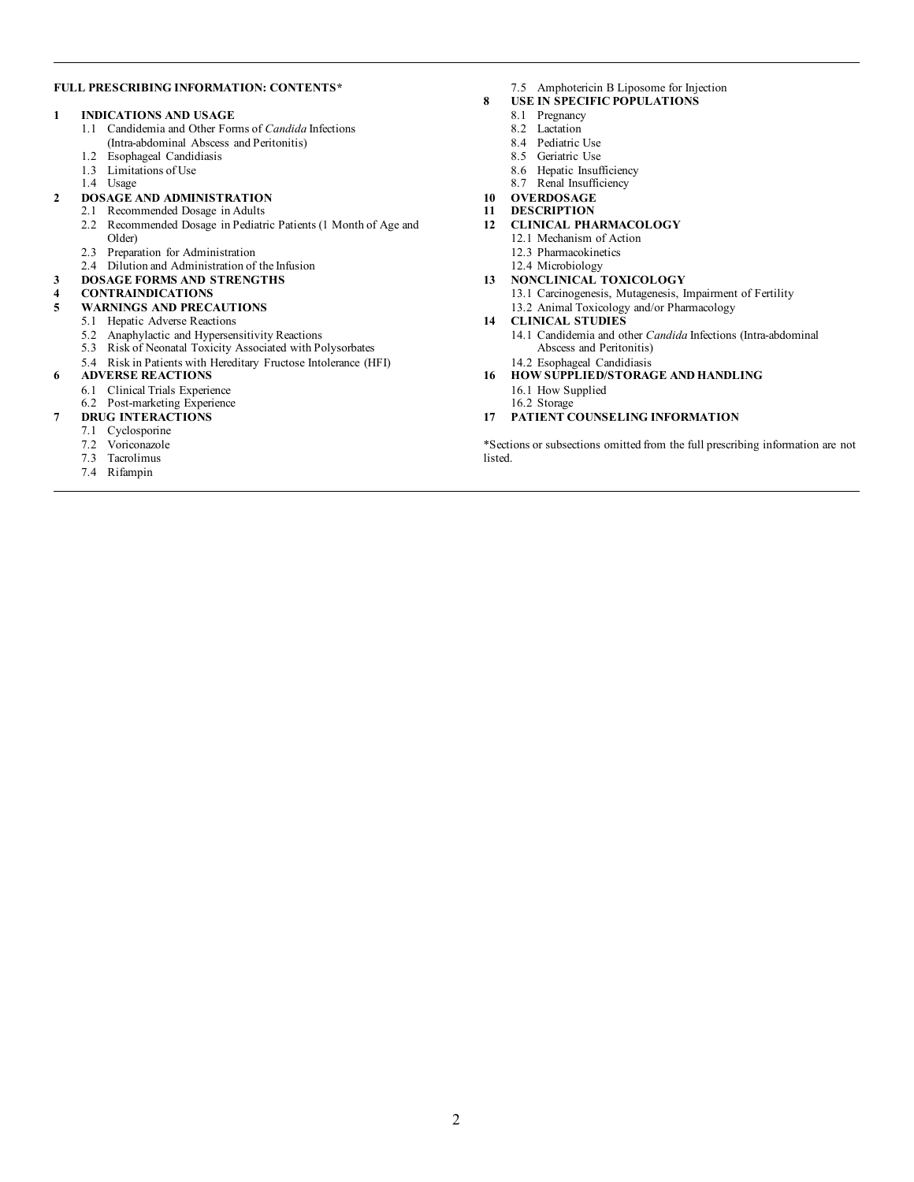**FULL PRESCRIBING INFORMATION: CONTENTS***

**1 INDICATIONS AND USAGE**
- 1.1 Candidemia and Other Forms of *Candida* Infections (Intra-abdominal Abscess and Peritonitis)
- 1.2 Esophageal Candidiasis
- 1.3 Limitations of Use
- 1.4 Usage

**2 DOSAGE AND ADMINISTRATION**
- 2.1 Recommended Dosage in Adults
- 2.2 Recommended Dosage in Pediatric Patients (1 Month of Age and Older)
- 2.3 Preparation for Administration
- 2.4 Dilution and Administration of the Infusion

**3 DOSAGE FORMS AND STRENGTHS**

**4 CONTRAINDICATIONS**

**5 WARNINGS AND PRECAUTIONS**
- 5.1 Hepatic Adverse Reactions
- 5.2 Anaphylactic and Hypersensitivity Reactions
- 5.3 Risk of Neonatal Toxicity Associated with Polysorbates
- 5.4 Risk in Patients with Hereditary Fructose Intolerance (HFI)

**6 ADVERSE REACTIONS**
- 6.1 Clinical Trials Experience
- 6.2 Post-marketing Experience

**7 DRUG INTERACTIONS**
- 7.1 Cyclosporine
- 7.2 Voriconazole
- 7.3 Tacrolimus
- 7.4 Rifampin
- 7.5 Amphotericin B Liposome for Injection

**8 USE IN SPECIFIC POPULATIONS**
- 8.1 Pregnancy
- 8.2 Lactation
- 8.4 Pediatric Use
- 8.5 Geriatric Use
- 8.6 Hepatic Insufficiency
- 8.7 Renal Insufficiency

**10 OVERDOSAGE**

**11 DESCRIPTION**

**12 CLINICAL PHARMACOLOGY**
- 12.1 Mechanism of Action
- 12.3 Pharmacokinetics
- 12.4 Microbiology

**13 NONCLINICAL TOXICOLOGY**
- 13.1 Carcinogenesis, Mutagenesis, Impairment of Fertility
- 13.2 Animal Toxicology and/or Pharmacology

**14 CLINICAL STUDIES**
- 14.1 Candidemia and other *Candida* Infections (Intra-abdominal Abscess and Peritonitis)
- 14.2 Esophageal Candidiasis

**16 HOW SUPPLIED/STORAGE AND HANDLING**
- 16.1 How Supplied
- 16.2 Storage

**17 PATIENT COUNSELING INFORMATION**

*Sections or subsections omitted from the full prescribing information are not listed.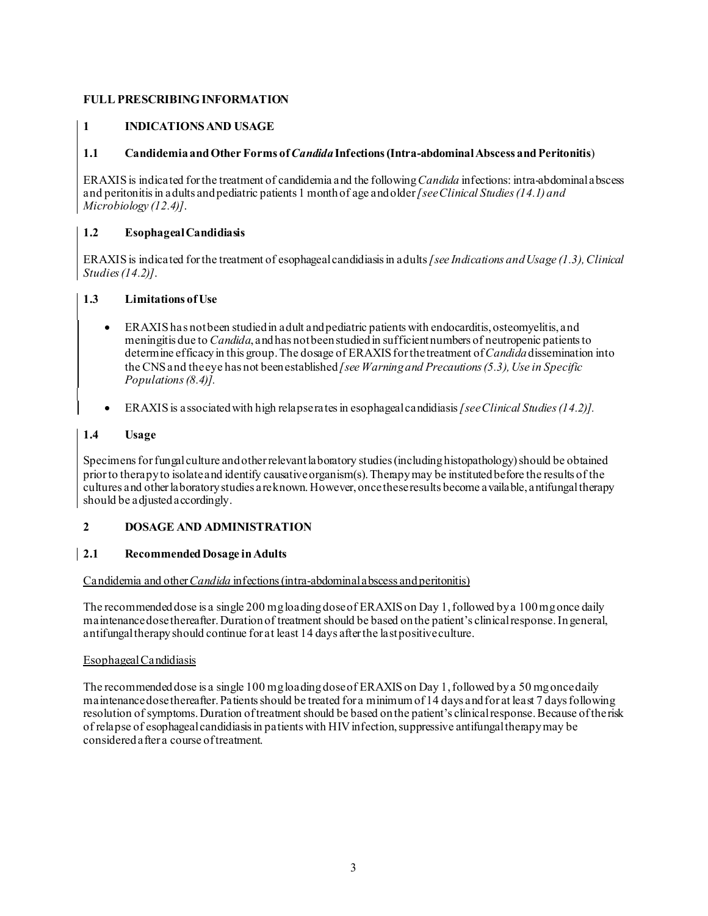## FULL PRESCRIBING INFORMATION

### 1 INDICATIONS AND USAGE

#### 1.1 Candidemia and Other Forms of *Candida* Infections (Intra-abdominal Abscess and Peritonitis)

ERAXIS is indicated for the treatment of candidemia and the following *Candida* infections: intra-abdominal abscess and peritonitis in adults and pediatric patients 1 month of age and older *[see Clinical Studies (14.1) and Microbiology (12.4)]*.

#### 1.2 Esophageal Candidiasis

ERAXIS is indicated for the treatment of esophageal candidiasis in adults *[see Indications and Usage (1.3), Clinical Studies (14.2)]*.

#### 1.3 Limitations of Use

- ERAXIS has not been studied in adult and pediatric patients with endocarditis, osteomyelitis, and meningitis due to *Candida*, and has not been studied in sufficient numbers of neutropenic patients to determine efficacy in this group. The dosage of ERAXIS for the treatment of *Candida* dissemination into the CNS and the eye has not been established *[see Warning and Precautions (5.3), Use in Specific Populations (8.4)].*
- ERAXIS is associated with high relapse rates in esophageal candidiasis *[see Clinical Studies (14.2)].*

#### 1.4 Usage

Specimens for fungal culture and other relevant laboratory studies (including histopathology) should be obtained prior to therapy to isolate and identify causative organism(s). Therapy may be instituted before the results of the cultures and other laboratory studies are known. However, once these results become available, antifungal therapy should be adjusted accordingly.

### 2 DOSAGE AND ADMINISTRATION

#### 2.1 Recommended Dosage in Adults

<u>Candidemia and other *Candida* infections (intra-abdominal abscess and peritonitis)</u>

The recommended dose is a single 200 mg loading dose of ERAXIS on Day 1, followed by a 100 mg once daily maintenance dose thereafter. Duration of treatment should be based on the patient's clinical response. In general, antifungal therapy should continue for at least 14 days after the last positive culture.

<u>Esophageal Candidiasis</u>

The recommended dose is a single 100 mg loading dose of ERAXIS on Day 1, followed by a 50 mg once daily maintenance dose thereafter. Patients should be treated for a minimum of 14 days and for at least 7 days following resolution of symptoms. Duration of treatment should be based on the patient's clinical response. Because of the risk of relapse of esophageal candidiasis in patients with HIV infection, suppressive antifungal therapy may be considered after a course of treatment.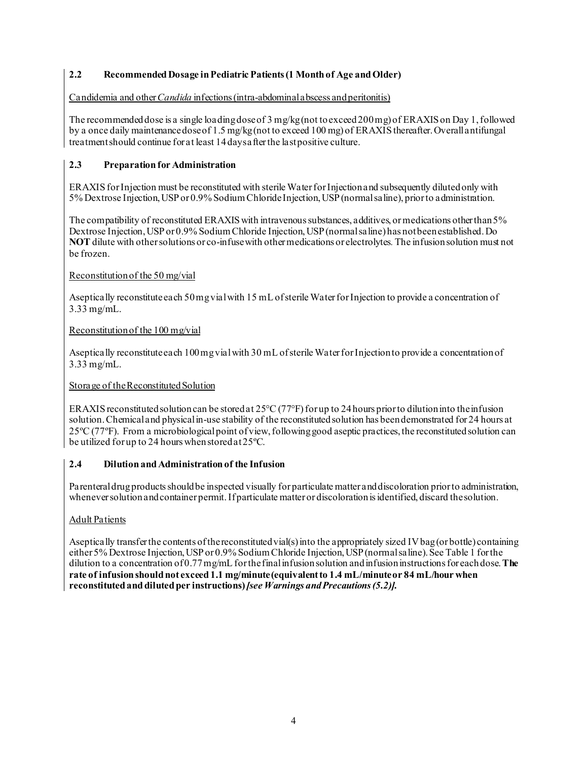### 2.2 Recommended Dosage in Pediatric Patients (1 Month of Age and Older)

Candidemia and other *Candida* infections (intra-abdominal abscess and peritonitis)

The recommended dose is a single loading dose of 3 mg/kg (not to exceed 200 mg) of ERAXIS on Day 1, followed by a once daily maintenance dose of 1.5 mg/kg (not to exceed 100 mg) of ERAXIS thereafter. Overall antifungal treatment should continue for at least 14 days after the last positive culture.

### 2.3 Preparation for Administration

ERAXIS for Injection must be reconstituted with sterile Water for Injection and subsequently diluted only with 5% Dextrose Injection, USP or 0.9% Sodium Chloride Injection, USP (normal saline), prior to administration.

The compatibility of reconstituted ERAXIS with intravenous substances, additives, or medications other than 5% Dextrose Injection, USP or 0.9% Sodium Chloride Injection, USP (normal saline) has not been established. Do **NOT** dilute with other solutions or co-infuse with other medications or electrolytes. The infusion solution must not be frozen.

Reconstitution of the 50 mg/vial

Aseptically reconstitute each 50 mg vial with 15 mL of sterile Water for Injection to provide a concentration of 3.33 mg/mL.

Reconstitution of the 100 mg/vial

Aseptically reconstitute each 100 mg vial with 30 mL of sterile Water for Injection to provide a concentration of 3.33 mg/mL.

Storage of the Reconstituted Solution

ERAXIS reconstituted solution can be stored at 25°C (77°F) for up to 24 hours prior to dilution into the infusion solution. Chemical and physical in-use stability of the reconstituted solution has been demonstrated for 24 hours at 25ºC (77ºF). From a microbiological point of view, following good aseptic practices, the reconstituted solution can be utilized for up to 24 hours when stored at 25ºC.

### 2.4 Dilution and Administration of the Infusion

Parenteral drug products should be inspected visually for particulate matter and discoloration prior to administration, whenever solution and container permit. If particulate matter or discoloration is identified, discard the solution.

Adult Patients

Aseptically transfer the contents of the reconstituted vial(s) into the appropriately sized IV bag (or bottle) containing either 5% Dextrose Injection, USP or 0.9% Sodium Chloride Injection, USP (normal saline). See Table 1 for the dilution to a concentration of 0.77 mg/mL for the final infusion solution and infusion instructions for each dose. **The rate of infusion should not exceed 1.1 mg/minute (equivalent to 1.4 mL/minute or 84 mL/hour when reconstituted and diluted per instructions)** ***[see Warnings and Precautions (5.2)].***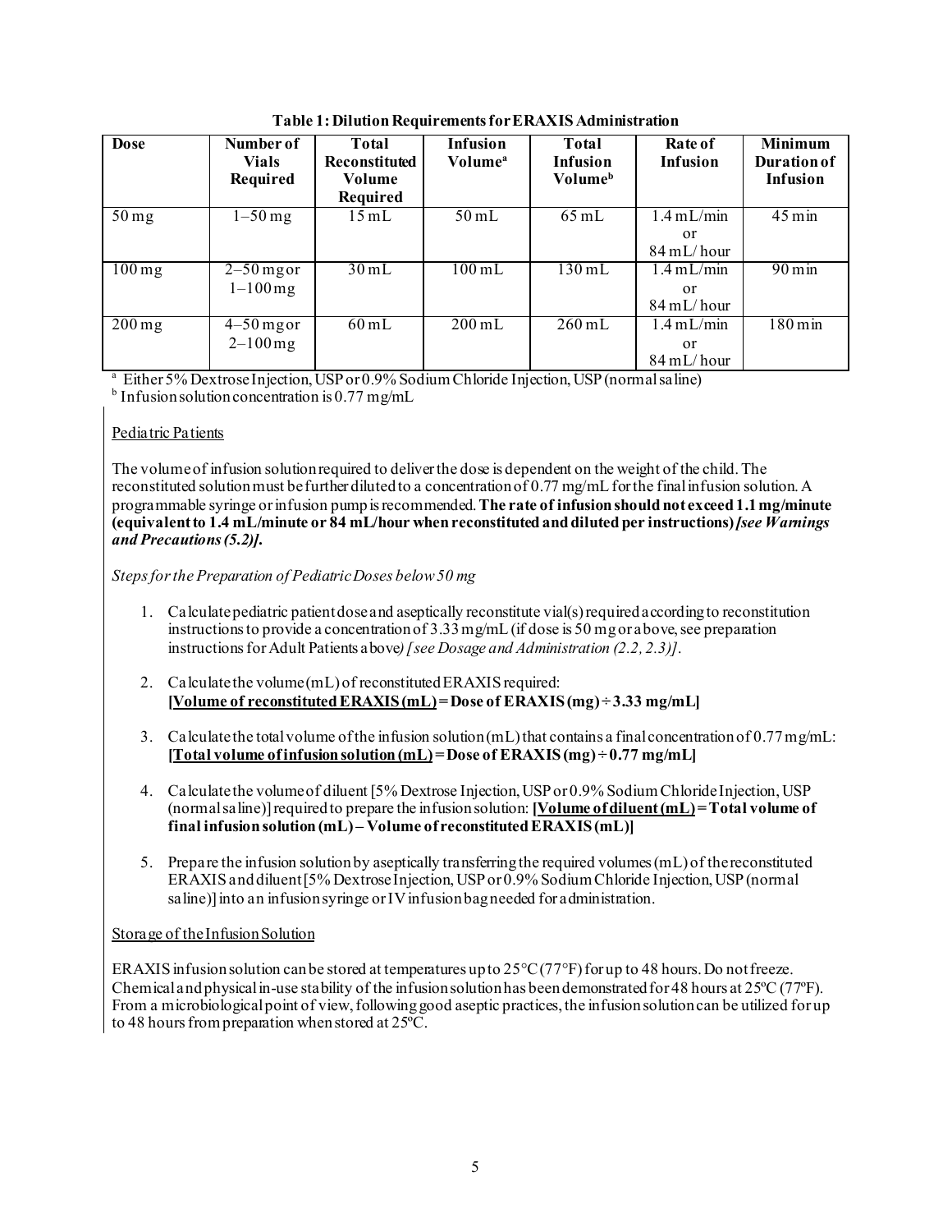**Table 1: Dilution Requirements for ERAXIS Administration**

| Dose | Number of Vials Required | Total Reconstituted Volume Required | Infusion Volume[a] | Total Infusion Volume[b] | Rate of Infusion | Minimum Duration of Infusion |
|---|---|---|---|---|---|---|
| 50 mg | 1–50 mg | 15 mL | 50 mL | 65 mL | 1.4 mL/min or 84 mL/hour | 45 min |
| 100 mg | 2–50 mg or 1–100 mg | 30 mL | 100 mL | 130 mL | 1.4 mL/min or 84 mL/hour | 90 min |
| 200 mg | 4–50 mg or 2–100 mg | 60 mL | 200 mL | 260 mL | 1.4 mL/min or 84 mL/hour | 180 min |

[a] Either 5% Dextrose Injection, USP or 0.9% Sodium Chloride Injection, USP (normal saline)
[b] Infusion solution concentration is 0.77 mg/mL

Pediatric Patients

The volume of infusion solution required to deliver the dose is dependent on the weight of the child. The reconstituted solution must be further diluted to a concentration of 0.77 mg/mL for the final infusion solution. A programmable syringe or infusion pump is recommended. **The rate of infusion should not exceed 1.1 mg/minute (equivalent to 1.4 mL/minute or 84 mL/hour when reconstituted and diluted per instructions)** ***[see Warnings and Precautions (5.2)]*****.**

*Steps for the Preparation of Pediatric Doses below 50 mg*

1. Calculate pediatric patient dose and aseptically reconstitute vial(s) required according to reconstitution instructions to provide a concentration of 3.33 mg/mL (if dose is 50 mg or above, see preparation instructions for Adult Patients above*) [see Dosage and Administration (2.2, 2.3)]*.
2. Calculate the volume (mL) of reconstituted ERAXIS required:
   **[Volume of reconstituted ERAXIS (mL) = Dose of ERAXIS (mg) ÷ 3.33 mg/mL]**
3. Calculate the total volume of the infusion solution (mL) that contains a final concentration of 0.77 mg/mL:
   **[Total volume of infusion solution (mL) = Dose of ERAXIS (mg) ÷ 0.77 mg/mL]**
4. Calculate the volume of diluent [5% Dextrose Injection, USP or 0.9% Sodium Chloride Injection, USP (normal saline)] required to prepare the infusion solution: **[Volume of diluent (mL) = Total volume of final infusion solution (mL) – Volume of reconstituted ERAXIS (mL)]**
5. Prepare the infusion solution by aseptically transferring the required volumes (mL) of the reconstituted ERAXIS and diluent [5% Dextrose Injection, USP or 0.9% Sodium Chloride Injection, USP (normal saline)] into an infusion syringe or IV infusion bag needed for administration.

Storage of the Infusion Solution

ERAXIS infusion solution can be stored at temperatures up to 25°C (77°F) for up to 48 hours. Do not freeze. Chemical and physical in-use stability of the infusion solution has been demonstrated for 48 hours at 25ºC (77ºF). From a microbiological point of view, following good aseptic practices, the infusion solution can be utilized for up to 48 hours from preparation when stored at 25ºC.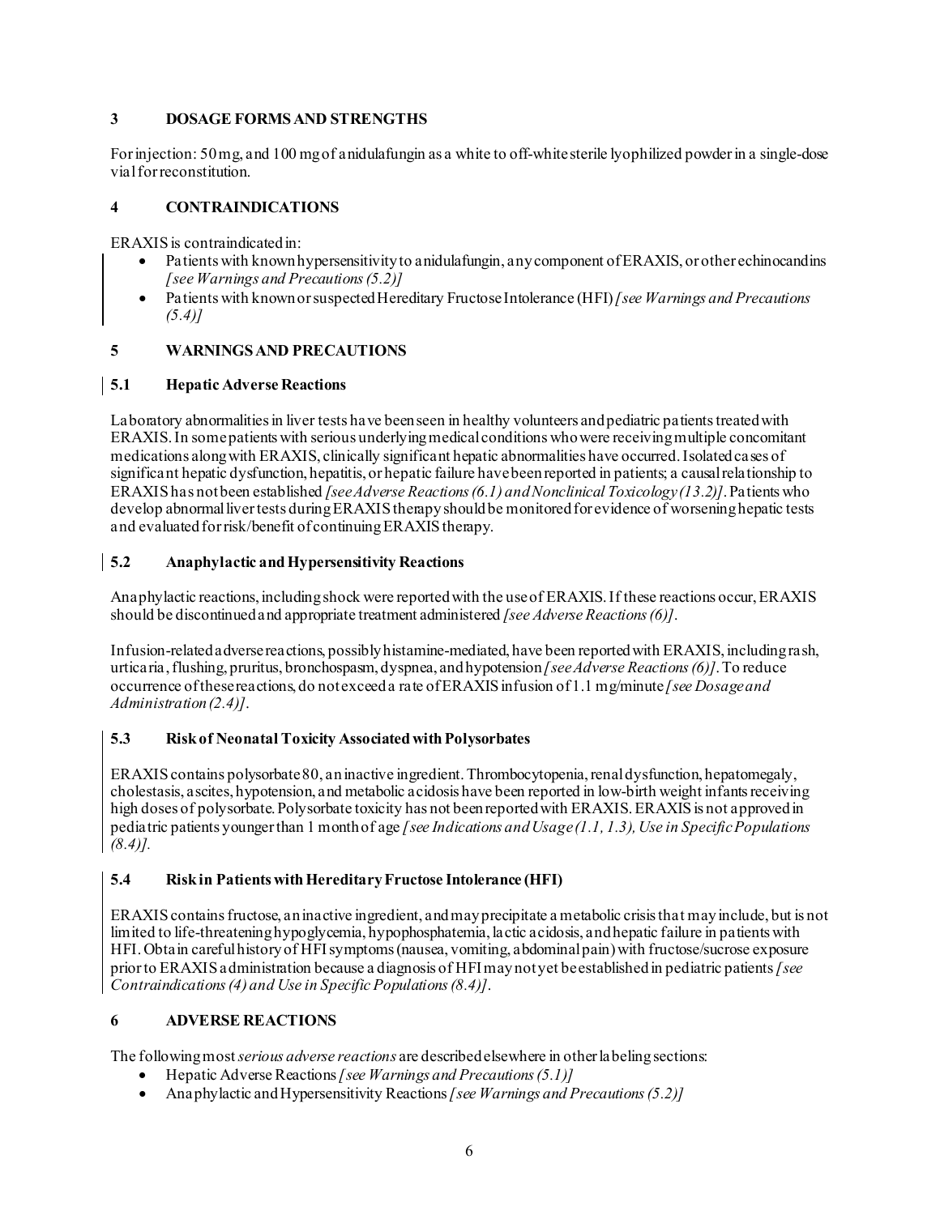## 3 DOSAGE FORMS AND STRENGTHS

For injection: 50 mg, and 100 mg of anidulafungin as a white to off-white sterile lyophilized powder in a single-dose vial for reconstitution.

## 4 CONTRAINDICATIONS

ERAXIS is contraindicated in:

- Patients with known hypersensitivity to anidulafungin, any component of ERAXIS, or other echinocandins *[see Warnings and Precautions (5.2)]*
- Patients with known or suspected Hereditary Fructose Intolerance (HFI) *[see Warnings and Precautions (5.4)]*

## 5 WARNINGS AND PRECAUTIONS

### 5.1 Hepatic Adverse Reactions

Laboratory abnormalities in liver tests have been seen in healthy volunteers and pediatric patients treated with ERAXIS. In some patients with serious underlying medical conditions who were receiving multiple concomitant medications along with ERAXIS, clinically significant hepatic abnormalities have occurred. Isolated cases of significant hepatic dysfunction, hepatitis, or hepatic failure have been reported in patients; a causal relationship to ERAXIS has not been established *[see Adverse Reactions (6.1) and Nonclinical Toxicology (13.2)]*. Patients who develop abnormal liver tests during ERAXIS therapy should be monitored for evidence of worsening hepatic tests and evaluated for risk/benefit of continuing ERAXIS therapy.

### 5.2 Anaphylactic and Hypersensitivity Reactions

Anaphylactic reactions, including shock were reported with the use of ERAXIS. If these reactions occur, ERAXIS should be discontinued and appropriate treatment administered *[see Adverse Reactions (6)]*.

Infusion-related adverse reactions, possibly histamine-mediated, have been reported with ERAXIS, including rash, urticaria, flushing, pruritus, bronchospasm, dyspnea, and hypotension *[see Adverse Reactions (6)]*. To reduce occurrence of these reactions, do not exceed a rate of ERAXIS infusion of 1.1 mg/minute *[see Dosage and Administration (2.4)]*.

### 5.3 Risk of Neonatal Toxicity Associated with Polysorbates

ERAXIS contains polysorbate 80, an inactive ingredient. Thrombocytopenia, renal dysfunction, hepatomegaly, cholestasis, ascites, hypotension, and metabolic acidosis have been reported in low-birth weight infants receiving high doses of polysorbate. Polysorbate toxicity has not been reported with ERAXIS. ERAXIS is not approved in pediatric patients younger than 1 month of age *[see Indications and Usage (1.1, 1.3), Use in Specific Populations (8.4)].*

### 5.4 Risk in Patients with Hereditary Fructose Intolerance (HFI)

ERAXIS contains fructose, an inactive ingredient, and may precipitate a metabolic crisis that may include, but is not limited to life-threatening hypoglycemia, hypophosphatemia, lactic acidosis, and hepatic failure in patients with HFI. Obtain careful history of HFI symptoms (nausea, vomiting, abdominal pain) with fructose/sucrose exposure prior to ERAXIS administration because a diagnosis of HFI may not yet be established in pediatric patients *[see Contraindications (4) and Use in Specific Populations (8.4)]*.

## 6 ADVERSE REACTIONS

The following most *serious adverse reactions* are described elsewhere in other labeling sections:

- Hepatic Adverse Reactions *[see Warnings and Precautions (5.1)]*
- Anaphylactic and Hypersensitivity Reactions *[see Warnings and Precautions (5.2)]*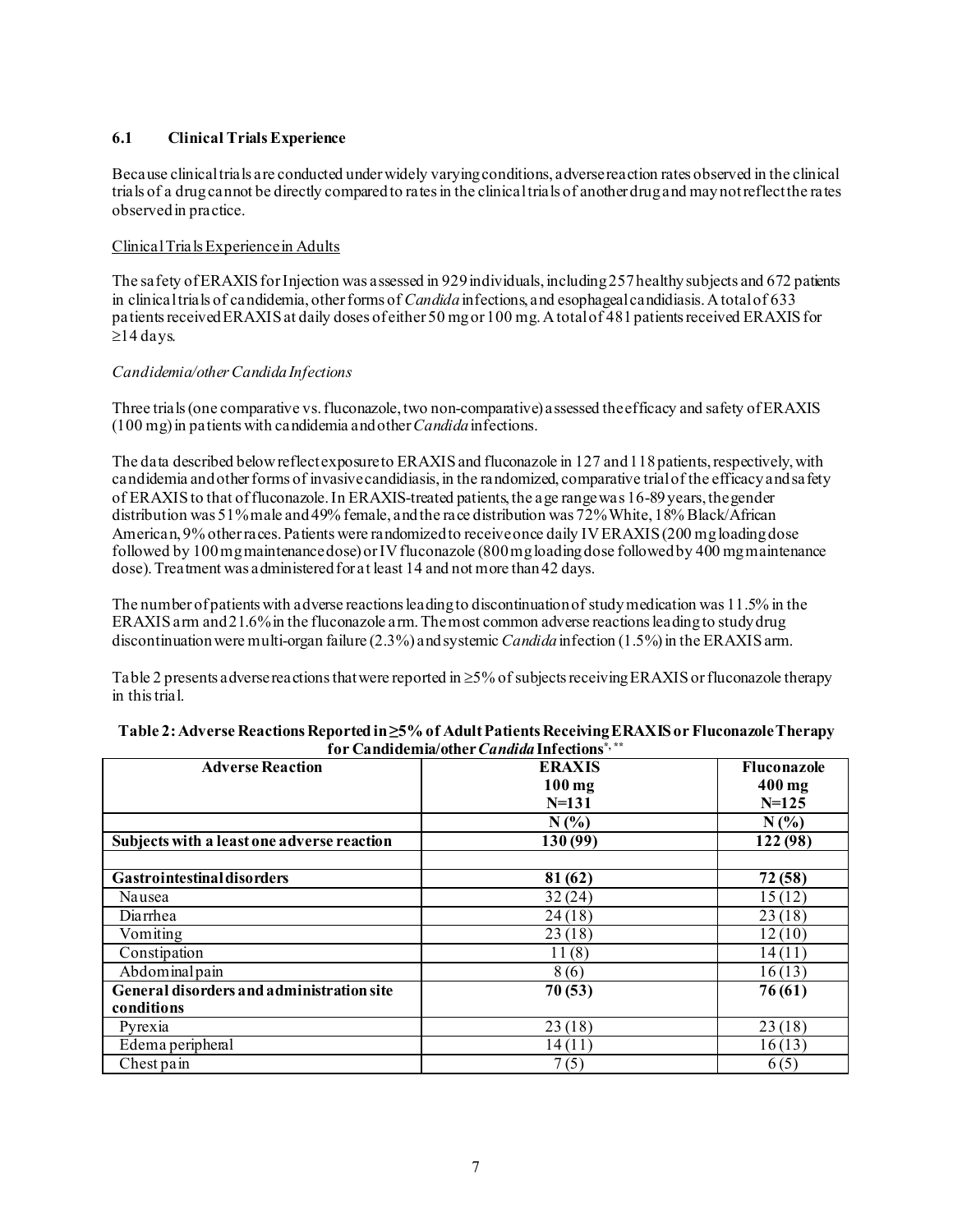### 6.1 Clinical Trials Experience

Because clinical trials are conducted under widely varying conditions, adverse reaction rates observed in the clinical trials of a drug cannot be directly compared to rates in the clinical trials of another drug and may not reflect the rates observed in practice.

Clinical Trials Experience in Adults

The safety of ERAXIS for Injection was assessed in 929 individuals, including 257 healthy subjects and 672 patients in clinical trials of candidemia, other forms of *Candida* infections, and esophageal candidiasis. A total of 633 patients received ERAXIS at daily doses of either 50 mg or 100 mg. A total of 481 patients received ERAXIS for ≥14 days.

*Candidemia/other Candida Infections*

Three trials (one comparative vs. fluconazole, two non-comparative) assessed the efficacy and safety of ERAXIS (100 mg) in patients with candidemia and other *Candida* infections.

The data described below reflect exposure to ERAXIS and fluconazole in 127 and 118 patients, respectively, with candidemia and other forms of invasive candidiasis, in the randomized, comparative trial of the efficacy and safety of ERAXIS to that of fluconazole. In ERAXIS-treated patients, the age range was 16-89 years, the gender distribution was 51% male and 49% female, and the race distribution was 72% White, 18% Black/African American, 9% other races. Patients were randomized to receive once daily IV ERAXIS (200 mg loading dose followed by 100 mg maintenance dose) or IV fluconazole (800 mg loading dose followed by 400 mg maintenance dose). Treatment was administered for at least 14 and not more than 42 days.

The number of patients with adverse reactions leading to discontinuation of study medication was 11.5% in the ERAXIS arm and 21.6% in the fluconazole arm. The most common adverse reactions leading to study drug discontinuation were multi-organ failure (2.3%) and systemic *Candida* infection (1.5%) in the ERAXIS arm.

Table 2 presents adverse reactions that were reported in ≥5% of subjects receiving ERAXIS or fluconazole therapy in this trial.

**Table 2: Adverse Reactions Reported in ≥5% of Adult Patients Receiving ERAXIS or Fluconazole Therapy for Candidemia/other *Candida* Infections[*, **]**

| Adverse Reaction | ERAXIS 100 mg N=131 | Fluconazole 400 mg N=125 |
|---|---|---|
| | N (%) | N (%) |
| **Subjects with a least one adverse reaction** | **130 (99)** | **122 (98)** |
| | | |
| **Gastrointestinal disorders** | **81 (62)** | **72 (58)** |
| Nausea | 32 (24) | 15 (12) |
| Diarrhea | 24 (18) | 23 (18) |
| Vomiting | 23 (18) | 12 (10) |
| Constipation | 11 (8) | 14 (11) |
| Abdominal pain | 8 (6) | 16 (13) |
| **General disorders and administration site conditions** | **70 (53)** | **76 (61)** |
| Pyrexia | 23 (18) | 23 (18) |
| Edema peripheral | 14 (11) | 16 (13) |
| Chest pain | 7 (5) | 6 (5) |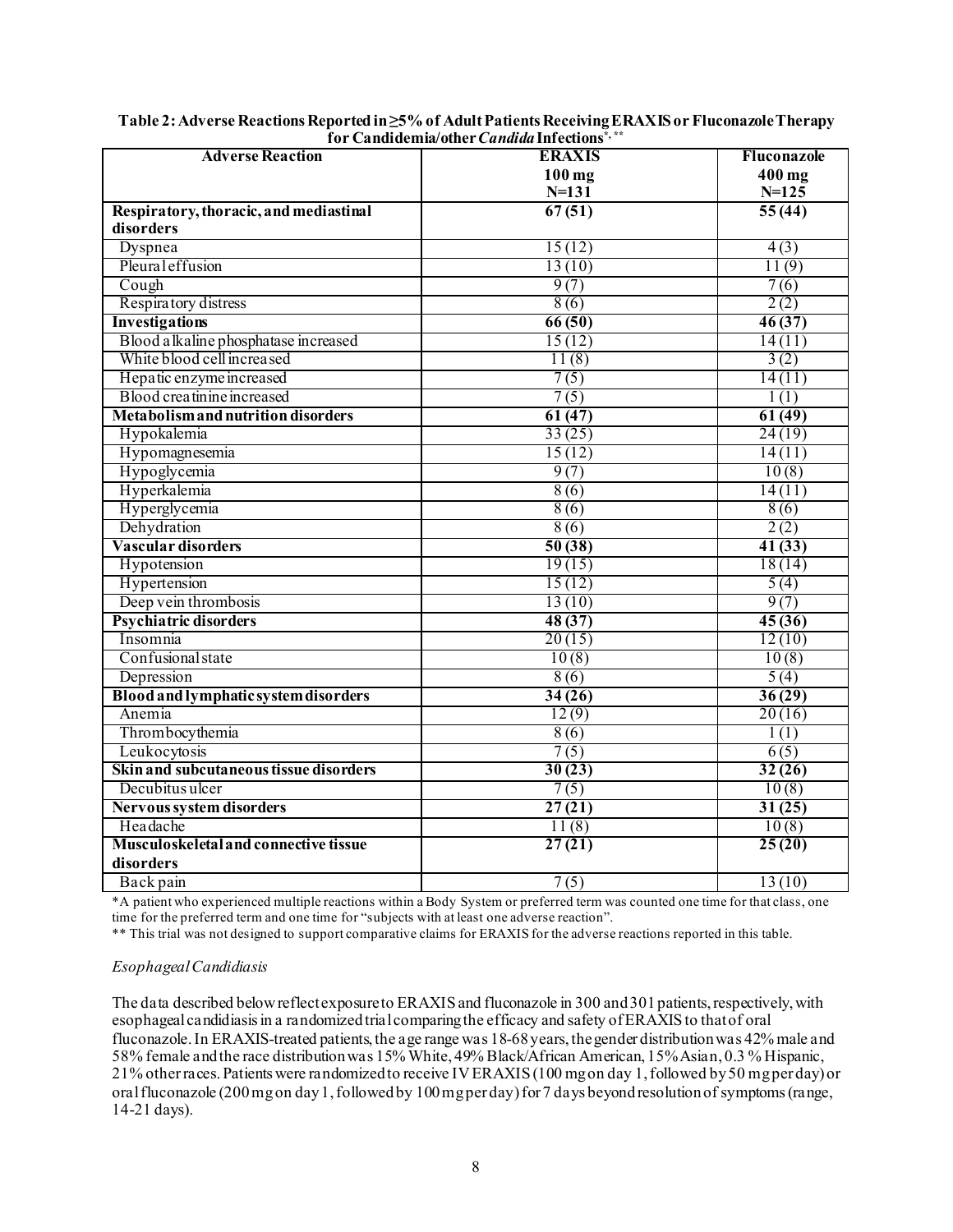**Table 2: Adverse Reactions Reported in ≥5% of Adult Patients Receiving ERAXIS or Fluconazole Therapy for Candidemia/other *Candida* Infections*, ****

| Adverse Reaction | ERAXIS 100 mg N=131 | Fluconazole 400 mg N=125 |
|---|---|---|
| **Respiratory, thoracic, and mediastinal disorders** | **67 (51)** | **55 (44)** |
| Dyspnea | 15 (12) | 4 (3) |
| Pleural effusion | 13 (10) | 11 (9) |
| Cough | 9 (7) | 7 (6) |
| Respiratory distress | 8 (6) | 2 (2) |
| **Investigations** | **66 (50)** | **46 (37)** |
| Blood alkaline phosphatase increased | 15 (12) | 14 (11) |
| White blood cell increased | 11 (8) | 3 (2) |
| Hepatic enzyme increased | 7 (5) | 14 (11) |
| Blood creatinine increased | 7 (5) | 1 (1) |
| **Metabolism and nutrition disorders** | **61 (47)** | **61 (49)** |
| Hypokalemia | 33 (25) | 24 (19) |
| Hypomagnesemia | 15 (12) | 14 (11) |
| Hypoglycemia | 9 (7) | 10 (8) |
| Hyperkalemia | 8 (6) | 14 (11) |
| Hyperglycemia | 8 (6) | 8 (6) |
| Dehydration | 8 (6) | 2 (2) |
| **Vascular disorders** | **50 (38)** | **41 (33)** |
| Hypotension | 19 (15) | 18 (14) |
| Hypertension | 15 (12) | 5 (4) |
| Deep vein thrombosis | 13 (10) | 9 (7) |
| **Psychiatric disorders** | **48 (37)** | **45 (36)** |
| Insomnia | 20 (15) | 12 (10) |
| Confusional state | 10 (8) | 10 (8) |
| Depression | 8 (6) | 5 (4) |
| **Blood and lymphatic system disorders** | **34 (26)** | **36 (29)** |
| Anemia | 12 (9) | 20 (16) |
| Thrombocythemia | 8 (6) | 1 (1) |
| Leukocytosis | 7 (5) | 6 (5) |
| **Skin and subcutaneous tissue disorders** | **30 (23)** | **32 (26)** |
| Decubitus ulcer | 7 (5) | 10 (8) |
| **Nervous system disorders** | **27 (21)** | **31 (25)** |
| Headache | 11 (8) | 10 (8) |
| **Musculoskeletal and connective tissue disorders** | **27 (21)** | **25 (20)** |
| Back pain | 7 (5) | 13 (10) |

*A patient who experienced multiple reactions within a Body System or preferred term was counted one time for that class, one time for the preferred term and one time for "subjects with at least one adverse reaction".

** This trial was not designed to support comparative claims for ERAXIS for the adverse reactions reported in this table.

*Esophageal Candidiasis*

The data described below reflect exposure to ERAXIS and fluconazole in 300 and 301 patients, respectively, with esophageal candidiasis in a randomized trial comparing the efficacy and safety of ERAXIS to that of oral fluconazole. In ERAXIS-treated patients, the age range was 18-68 years, the gender distribution was 42% male and 58% female and the race distribution was 15% White, 49% Black/African American, 15% Asian, 0.3 % Hispanic, 21% other races. Patients were randomized to receive IV ERAXIS (100 mg on day 1, followed by 50 mg per day) or oral fluconazole (200 mg on day 1, followed by 100 mg per day) for 7 days beyond resolution of symptoms (range, 14-21 days).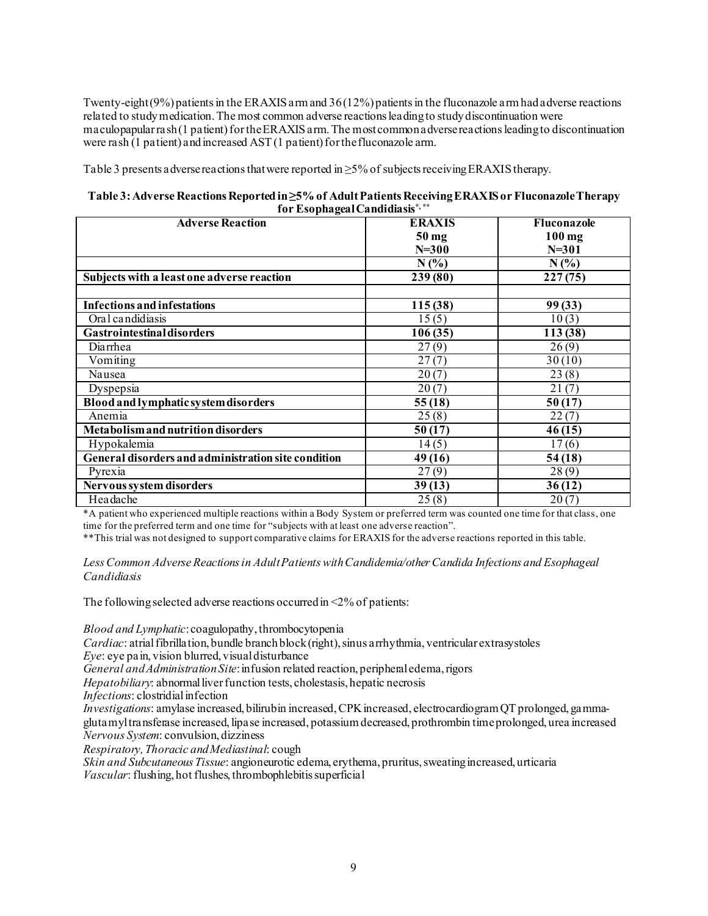Twenty-eight (9%) patients in the ERAXIS arm and 36 (12%) patients in the fluconazole arm had adverse reactions related to study medication. The most common adverse reactions leading to study discontinuation were maculopapular rash (1 patient) for the ERAXIS arm. The most common adverse reactions leading to discontinuation were rash (1 patient) and increased AST (1 patient) for the fluconazole arm.

Table 3 presents adverse reactions that were reported in ≥5% of subjects receiving ERAXIS therapy.

**Table 3: Adverse Reactions Reported in ≥5% of Adult Patients Receiving ERAXIS or Fluconazole Therapy for Esophageal Candidiasis*,****

| Adverse Reaction | ERAXIS 50 mg N=300 | Fluconazole 100 mg N=301 |
|---|---|---|
| | N (%) | N (%) |
| **Subjects with a least one adverse reaction** | **239 (80)** | **227 (75)** |
| | | |
| **Infections and infestations** | **115 (38)** | **99 (33)** |
| Oral candidiasis | 15 (5) | 10 (3) |
| **Gastrointestinal disorders** | **106 (35)** | **113 (38)** |
| Diarrhea | 27 (9) | 26 (9) |
| Vomiting | 27 (7) | 30 (10) |
| Nausea | 20 (7) | 23 (8) |
| Dyspepsia | 20 (7) | 21 (7) |
| **Blood and lymphatic system disorders** | **55 (18)** | **50 (17)** |
| Anemia | 25 (8) | 22 (7) |
| **Metabolism and nutrition disorders** | **50 (17)** | **46 (15)** |
| Hypokalemia | 14 (5) | 17 (6) |
| **General disorders and administration site condition** | **49 (16)** | **54 (18)** |
| Pyrexia | 27 (9) | 28 (9) |
| **Nervous system disorders** | **39 (13)** | **36 (12)** |
| Headache | 25 (8) | 20 (7) |

*A patient who experienced multiple reactions within a Body System or preferred term was counted one time for that class, one time for the preferred term and one time for "subjects with at least one adverse reaction".

**This trial was not designed to support comparative claims for ERAXIS for the adverse reactions reported in this table.

*Less Common Adverse Reactions in Adult Patients with Candidemia/other Candida Infections and Esophageal Candidiasis*

The following selected adverse reactions occurred in <2% of patients:

*Blood and Lymphatic*: coagulopathy, thrombocytopenia
*Cardiac*: atrial fibrillation, bundle branch block (right), sinus arrhythmia, ventricular extrasystoles
*Eye*: eye pain, vision blurred, visual disturbance
*General and Administration Site*: infusion related reaction, peripheral edema, rigors
*Hepatobiliary*: abnormal liver function tests, cholestasis, hepatic necrosis
*Infections*: clostridial infection
*Investigations*: amylase increased, bilirubin increased, CPK increased, electrocardiogram QT prolonged, gamma-glutamyl transferase increased, lipase increased, potassium decreased, prothrombin time prolonged, urea increased
*Nervous System*: convulsion, dizziness
*Respiratory, Thoracic and Mediastinal*: cough
*Skin and Subcutaneous Tissue*: angioneurotic edema, erythema, pruritus, sweating increased, urticaria
*Vascular*: flushing, hot flushes, thrombophlebitis superficial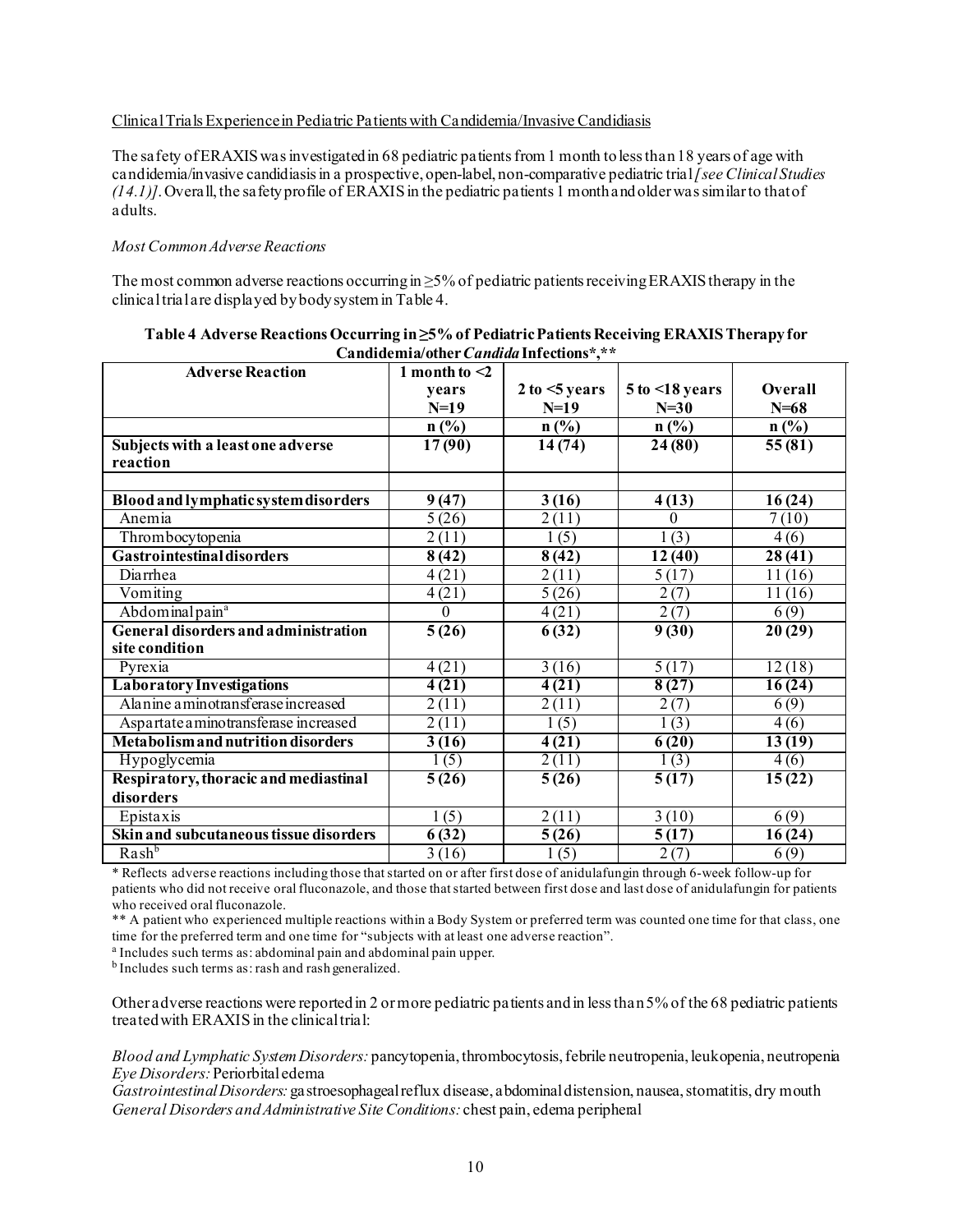Clinical Trials Experience in Pediatric Patients with Candidemia/Invasive Candidiasis

The safety of ERAXIS was investigated in 68 pediatric patients from 1 month to less than 18 years of age with candidemia/invasive candidiasis in a prospective, open-label, non-comparative pediatric trial *[see Clinical Studies (14.1)]*. Overall, the safety profile of ERAXIS in the pediatric patients 1 month and older was similar to that of adults.

*Most Common Adverse Reactions*

The most common adverse reactions occurring in ≥5% of pediatric patients receiving ERAXIS therapy in the clinical trial are displayed by body system in Table 4.

**Table 4 Adverse Reactions Occurring in ≥5% of Pediatric Patients Receiving ERAXIS Therapy for Candidemia/other *Candida* Infections*,****

| Adverse Reaction | 1 month to <2 years N=19 | 2 to <5 years N=19 | 5 to <18 years N=30 | Overall N=68 |
|---|---|---|---|---|
| | n (%) | n (%) | n (%) | n (%) |
| **Subjects with a least one adverse reaction** | **17 (90)** | **14 (74)** | **24 (80)** | **55 (81)** |
| | | | | |
| **Blood and lymphatic system disorders** | **9 (47)** | **3 (16)** | **4 (13)** | **16 (24)** |
| Anemia | 5 (26) | 2 (11) | 0 | 7 (10) |
| Thrombocytopenia | 2 (11) | 1 (5) | 1 (3) | 4 (6) |
| **Gastrointestinal disorders** | **8 (42)** | **8 (42)** | **12 (40)** | **28 (41)** |
| Diarrhea | 4 (21) | 2 (11) | 5 (17) | 11 (16) |
| Vomiting | 4 (21) | 5 (26) | 2 (7) | 11 (16) |
| Abdominal pain[a] | 0 | 4 (21) | 2 (7) | 6 (9) |
| **General disorders and administration site condition** | **5 (26)** | **6 (32)** | **9 (30)** | **20 (29)** |
| Pyrexia | 4 (21) | 3 (16) | 5 (17) | 12 (18) |
| **Laboratory Investigations** | **4 (21)** | **4 (21)** | **8 (27)** | **16 (24)** |
| Alanine aminotransferase increased | 2 (11) | 2 (11) | 2 (7) | 6 (9) |
| Aspartate aminotransferase increased | 2 (11) | 1 (5) | 1 (3) | 4 (6) |
| **Metabolism and nutrition disorders** | **3 (16)** | **4 (21)** | **6 (20)** | **13 (19)** |
| Hypoglycemia | 1 (5) | 2 (11) | 1 (3) | 4 (6) |
| **Respiratory, thoracic and mediastinal disorders** | **5 (26)** | **5 (26)** | **5 (17)** | **15 (22)** |
| Epistaxis | 1 (5) | 2 (11) | 3 (10) | 6 (9) |
| **Skin and subcutaneous tissue disorders** | **6 (32)** | **5 (26)** | **5 (17)** | **16 (24)** |
| Rash[b] | 3 (16) | 1 (5) | 2 (7) | 6 (9) |

* Reflects adverse reactions including those that started on or after first dose of anidulafungin through 6-week follow-up for patients who did not receive oral fluconazole, and those that started between first dose and last dose of anidulafungin for patients who received oral fluconazole.

** A patient who experienced multiple reactions within a Body System or preferred term was counted one time for that class, one time for the preferred term and one time for "subjects with at least one adverse reaction".

[a] Includes such terms as: abdominal pain and abdominal pain upper.

[b] Includes such terms as: rash and rash generalized.

Other adverse reactions were reported in 2 or more pediatric patients and in less than 5% of the 68 pediatric patients treated with ERAXIS in the clinical trial:

*Blood and Lymphatic System Disorders:* pancytopenia, thrombocytosis, febrile neutropenia, leukopenia, neutropenia
*Eye Disorders:* Periorbital edema
*Gastrointestinal Disorders:* gastroesophageal reflux disease, abdominal distension, nausea, stomatitis, dry mouth
*General Disorders and Administrative Site Conditions:* chest pain, edema peripheral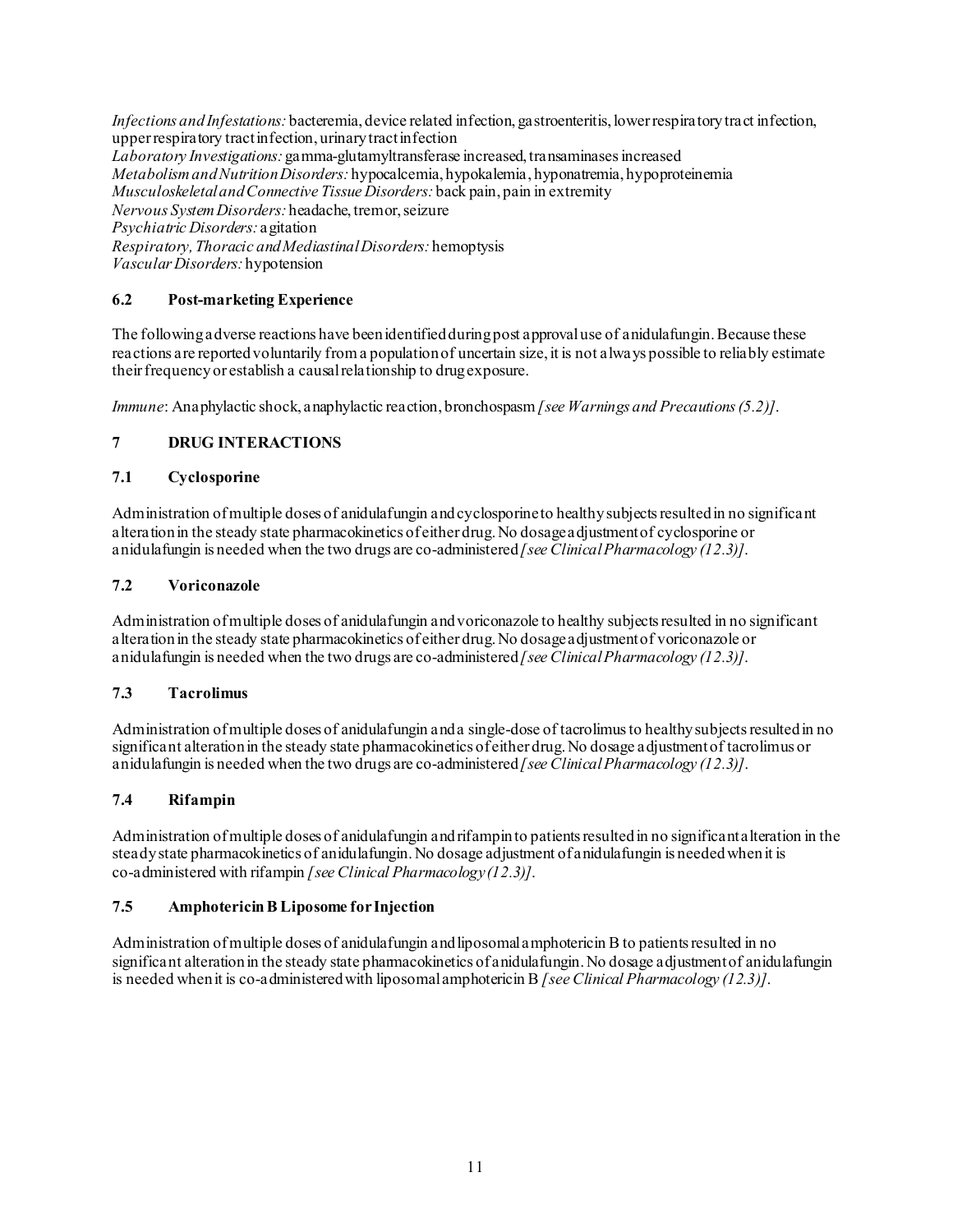*Infections and Infestations:* bacteremia, device related infection, gastroenteritis, lower respiratory tract infection, upper respiratory tract infection, urinary tract infection
*Laboratory Investigations:* gamma-glutamyltransferase increased, transaminases increased
*Metabolism and Nutrition Disorders:* hypocalcemia, hypokalemia, hyponatremia, hypoproteinemia
*Musculoskeletal and Connective Tissue Disorders:* back pain, pain in extremity
*Nervous System Disorders:* headache, tremor, seizure
*Psychiatric Disorders:* agitation
*Respiratory, Thoracic and Mediastinal Disorders:* hemoptysis
*Vascular Disorders:* hypotension

### 6.2 Post-marketing Experience

The following adverse reactions have been identified during post approval use of anidulafungin. Because these reactions are reported voluntarily from a population of uncertain size, it is not always possible to reliably estimate their frequency or establish a causal relationship to drug exposure.

*Immune*: Anaphylactic shock, anaphylactic reaction, bronchospasm *[see Warnings and Precautions (5.2)]*.

## 7 DRUG INTERACTIONS

### 7.1 Cyclosporine

Administration of multiple doses of anidulafungin and cyclosporine to healthy subjects resulted in no significant alteration in the steady state pharmacokinetics of either drug. No dosage adjustment of cyclosporine or anidulafungin is needed when the two drugs are co-administered *[see Clinical Pharmacology (12.3)]*.

### 7.2 Voriconazole

Administration of multiple doses of anidulafungin and voriconazole to healthy subjects resulted in no significant alteration in the steady state pharmacokinetics of either drug. No dosage adjustment of voriconazole or anidulafungin is needed when the two drugs are co-administered *[see Clinical Pharmacology (12.3)]*.

### 7.3 Tacrolimus

Administration of multiple doses of anidulafungin and a single-dose of tacrolimus to healthy subjects resulted in no significant alteration in the steady state pharmacokinetics of either drug. No dosage adjustment of tacrolimus or anidulafungin is needed when the two drugs are co-administered *[see Clinical Pharmacology (12.3)]*.

### 7.4 Rifampin

Administration of multiple doses of anidulafungin and rifampin to patients resulted in no significant alteration in the steady state pharmacokinetics of anidulafungin. No dosage adjustment of anidulafungin is needed when it is co-administered with rifampin *[see Clinical Pharmacology (12.3)]*.

### 7.5 Amphotericin B Liposome for Injection

Administration of multiple doses of anidulafungin and liposomal amphotericin B to patients resulted in no significant alteration in the steady state pharmacokinetics of anidulafungin. No dosage adjustment of anidulafungin is needed when it is co-administered with liposomal amphotericin B *[see Clinical Pharmacology (12.3)]*.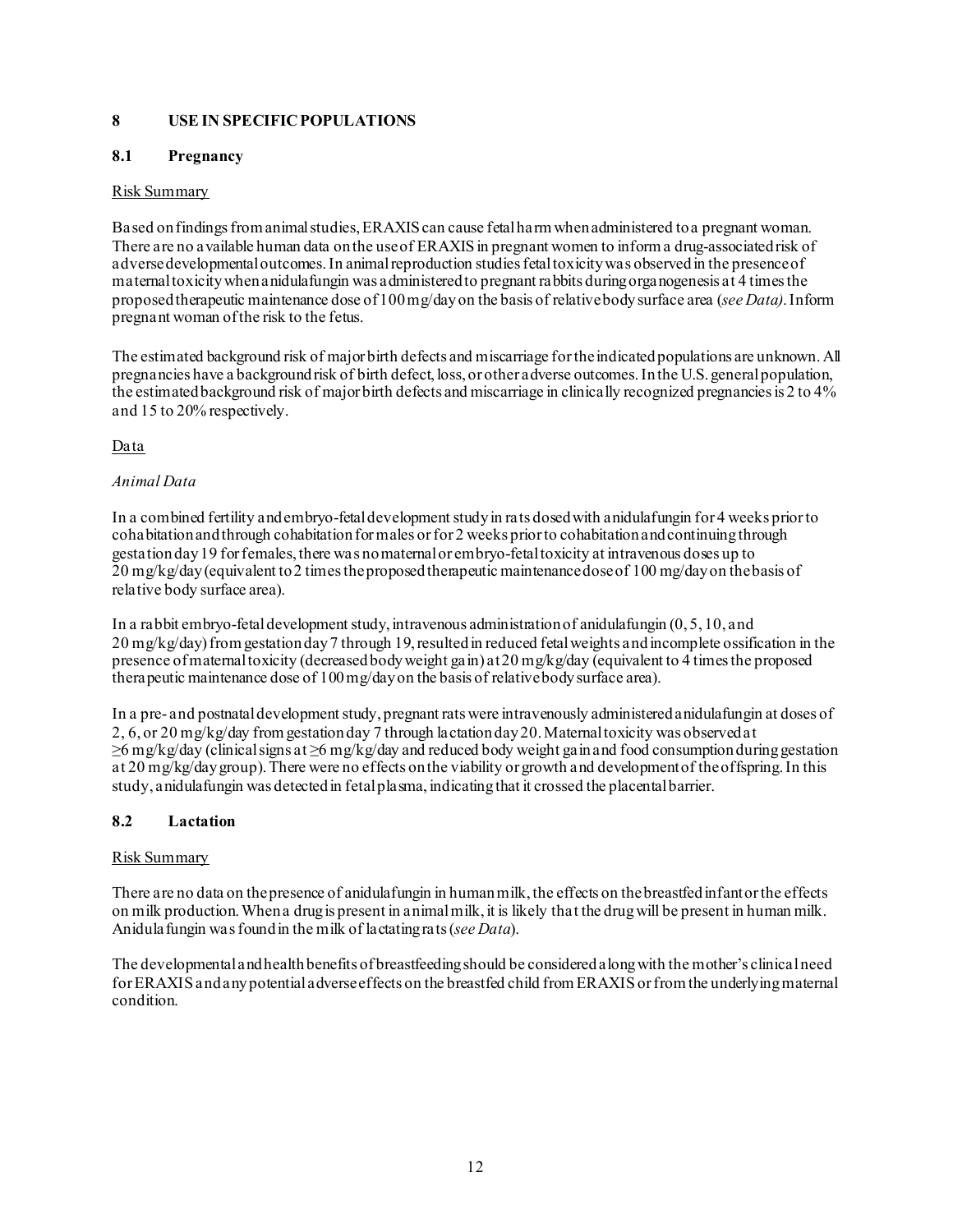# 8 USE IN SPECIFIC POPULATIONS

## 8.1 Pregnancy

Risk Summary

Based on findings from animal studies, ERAXIS can cause fetal harm when administered to a pregnant woman. There are no available human data on the use of ERAXIS in pregnant women to inform a drug-associated risk of adverse developmental outcomes. In animal reproduction studies fetal toxicity was observed in the presence of maternal toxicity when anidulafungin was administered to pregnant rabbits during organogenesis at 4 times the proposed therapeutic maintenance dose of 100 mg/day on the basis of relative body surface area (*see Data)*. Inform pregnant woman of the risk to the fetus.

The estimated background risk of major birth defects and miscarriage for the indicated populations are unknown. All pregnancies have a background risk of birth defect, loss, or other adverse outcomes. In the U.S. general population, the estimated background risk of major birth defects and miscarriage in clinically recognized pregnancies is 2 to 4% and 15 to 20% respectively.

Data

*Animal Data*

In a combined fertility and embryo-fetal development study in rats dosed with anidulafungin for 4 weeks prior to cohabitation and through cohabitation for males or for 2 weeks prior to cohabitation and continuing through gestation day 19 for females, there was no maternal or embryo-fetal toxicity at intravenous doses up to 20 mg/kg/day (equivalent to 2 times the proposed therapeutic maintenance dose of 100 mg/day on the basis of relative body surface area).

In a rabbit embryo-fetal development study, intravenous administration of anidulafungin (0, 5, 10, and 20 mg/kg/day) from gestation day 7 through 19, resulted in reduced fetal weights and incomplete ossification in the presence of maternal toxicity (decreased body weight gain) at 20 mg/kg/day (equivalent to 4 times the proposed therapeutic maintenance dose of 100 mg/day on the basis of relative body surface area).

In a pre- and postnatal development study, pregnant rats were intravenously administered anidulafungin at doses of 2, 6, or 20 mg/kg/day from gestation day 7 through lactation day 20. Maternal toxicity was observed at ≥6 mg/kg/day (clinical signs at ≥6 mg/kg/day and reduced body weight gain and food consumption during gestation at 20 mg/kg/day group). There were no effects on the viability or growth and development of the offspring. In this study, anidulafungin was detected in fetal plasma, indicating that it crossed the placental barrier.

## 8.2 Lactation

Risk Summary

There are no data on the presence of anidulafungin in human milk, the effects on the breastfed infant or the effects on milk production. When a drug is present in animal milk, it is likely that the drug will be present in human milk. Anidulafungin was found in the milk of lactating rats (*see Data*).

The developmental and health benefits of breastfeeding should be considered along with the mother's clinical need for ERAXIS and any potential adverse effects on the breastfed child from ERAXIS or from the underlying maternal condition.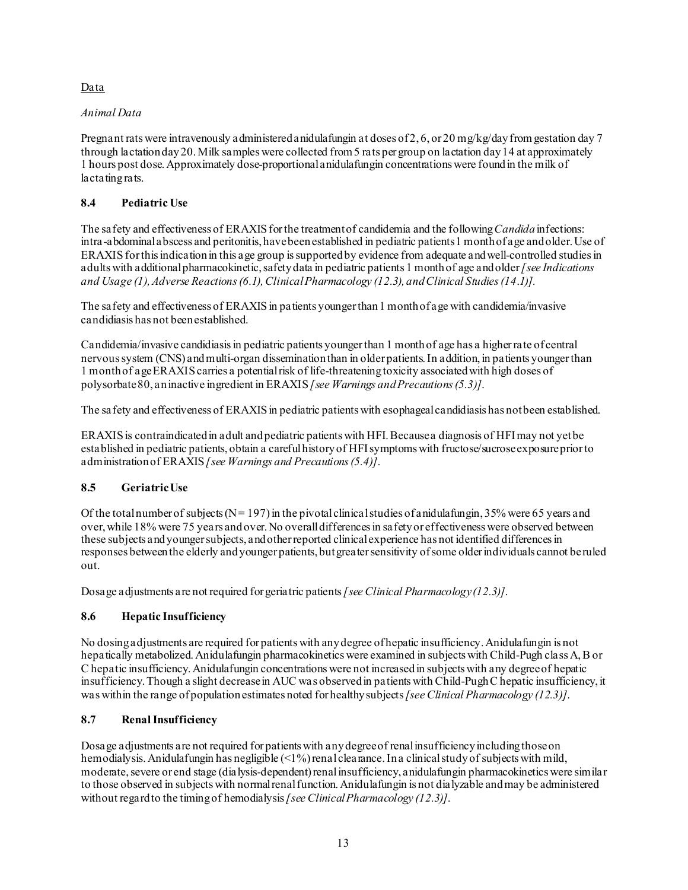Data

*Animal Data*

Pregnant rats were intravenously administered anidulafungin at doses of 2, 6, or 20 mg/kg/day from gestation day 7 through lactation day 20. Milk samples were collected from 5 rats per group on lactation day 14 at approximately 1 hours post dose. Approximately dose-proportional anidulafungin concentrations were found in the milk of lactating rats.

### 8.4 Pediatric Use

The safety and effectiveness of ERAXIS for the treatment of candidemia and the following *Candida* infections: intra-abdominal abscess and peritonitis, have been established in pediatric patients 1 month of age and older. Use of ERAXIS for this indication in this age group is supported by evidence from adequate and well-controlled studies in adults with additional pharmacokinetic, safety data in pediatric patients 1 month of age and older *[see Indications and Usage (1), Adverse Reactions (6.1), Clinical Pharmacology (12.3), and Clinical Studies (14.1)].*

The safety and effectiveness of ERAXIS in patients younger than 1 month of age with candidemia/invasive candidiasis has not been established.

Candidemia/invasive candidiasis in pediatric patients younger than 1 month of age has a higher rate of central nervous system (CNS) and multi-organ dissemination than in older patients. In addition, in patients younger than 1 month of age ERAXIS carries a potential risk of life-threatening toxicity associated with high doses of polysorbate 80, an inactive ingredient in ERAXIS *[see Warnings and Precautions (5.3)]*.

The safety and effectiveness of ERAXIS in pediatric patients with esophageal candidiasis has not been established.

ERAXIS is contraindicated in adult and pediatric patients with HFI. Because a diagnosis of HFI may not yet be established in pediatric patients, obtain a careful history of HFI symptoms with fructose/sucrose exposure prior to administration of ERAXIS *[see Warnings and Precautions (5.4)]*.

### 8.5 Geriatric Use

Of the total number of subjects (N = 197) in the pivotal clinical studies of anidulafungin, 35% were 65 years and over, while 18% were 75 years and over. No overall differences in safety or effectiveness were observed between these subjects and younger subjects, and other reported clinical experience has not identified differences in responses between the elderly and younger patients, but greater sensitivity of some older individuals cannot be ruled out.

Dosage adjustments are not required for geriatric patients *[see Clinical Pharmacology (12.3)]*.

### 8.6 Hepatic Insufficiency

No dosing adjustments are required for patients with any degree of hepatic insufficiency. Anidulafungin is not hepatically metabolized. Anidulafungin pharmacokinetics were examined in subjects with Child-Pugh class A, B or C hepatic insufficiency. Anidulafungin concentrations were not increased in subjects with any degree of hepatic insufficiency. Though a slight decrease in AUC was observed in patients with Child-Pugh C hepatic insufficiency, it was within the range of population estimates noted for healthy subjects *[see Clinical Pharmacology (12.3)]*.

### 8.7 Renal Insufficiency

Dosage adjustments are not required for patients with any degree of renal insufficiency including those on hemodialysis. Anidulafungin has negligible (<1%) renal clearance. In a clinical study of subjects with mild, moderate, severe or end stage (dialysis-dependent) renal insufficiency, anidulafungin pharmacokinetics were similar to those observed in subjects with normal renal function. Anidulafungin is not dialyzable and may be administered without regard to the timing of hemodialysis *[see Clinical Pharmacology (12.3)]*.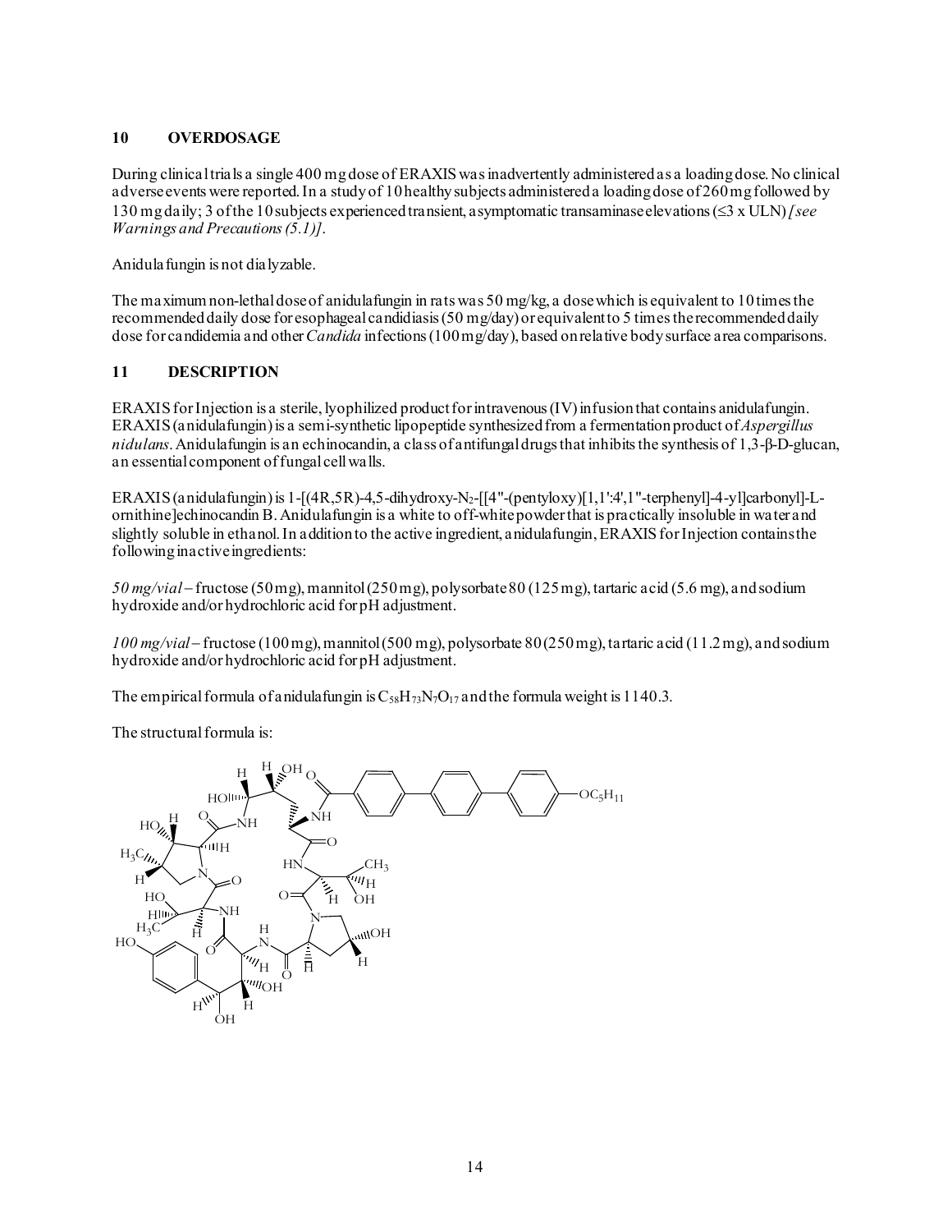## 10 OVERDOSAGE

During clinical trials a single 400 mg dose of ERAXIS was inadvertently administered as a loading dose. No clinical adverse events were reported. In a study of 10 healthy subjects administered a loading dose of 260 mg followed by 130 mg daily; 3 of the 10 subjects experienced transient, asymptomatic transaminase elevations (≤3 x ULN) *[see Warnings and Precautions (5.1)]*.

Anidulafungin is not dialyzable.

The maximum non-lethal dose of anidulafungin in rats was 50 mg/kg, a dose which is equivalent to 10 times the recommended daily dose for esophageal candidiasis (50 mg/day) or equivalent to 5 times the recommended daily dose for candidemia and other *Candida* infections (100 mg/day), based on relative body surface area comparisons.

## 11 DESCRIPTION

ERAXIS for Injection is a sterile, lyophilized product for intravenous (IV) infusion that contains anidulafungin. ERAXIS (anidulafungin) is a semi-synthetic lipopeptide synthesized from a fermentation product of *Aspergillus nidulans*. Anidulafungin is an echinocandin, a class of antifungal drugs that inhibits the synthesis of 1,3-β-D-glucan, an essential component of fungal cell walls.

ERAXIS (anidulafungin) is 1-[(4R,5R)-4,5-dihydroxy-$N_2$-[[4"-(pentyloxy)[1,1':4',1"-terphenyl]-4-yl]carbonyl]-L-ornithine]echinocandin B. Anidulafungin is a white to off-white powder that is practically insoluble in water and slightly soluble in ethanol. In addition to the active ingredient, anidulafungin, ERAXIS for Injection contains the following inactive ingredients:

*50 mg/vial* – fructose (50 mg), mannitol (250 mg), polysorbate 80 (125 mg), tartaric acid (5.6 mg), and sodium hydroxide and/or hydrochloric acid for pH adjustment.

*100 mg/vial* – fructose (100 mg), mannitol (500 mg), polysorbate 80 (250 mg), tartaric acid (11.2 mg), and sodium hydroxide and/or hydrochloric acid for pH adjustment.

The empirical formula of anidulafungin is $C_{58}H_{73}N_7O_{17}$ and the formula weight is 1140.3.

The structural formula is: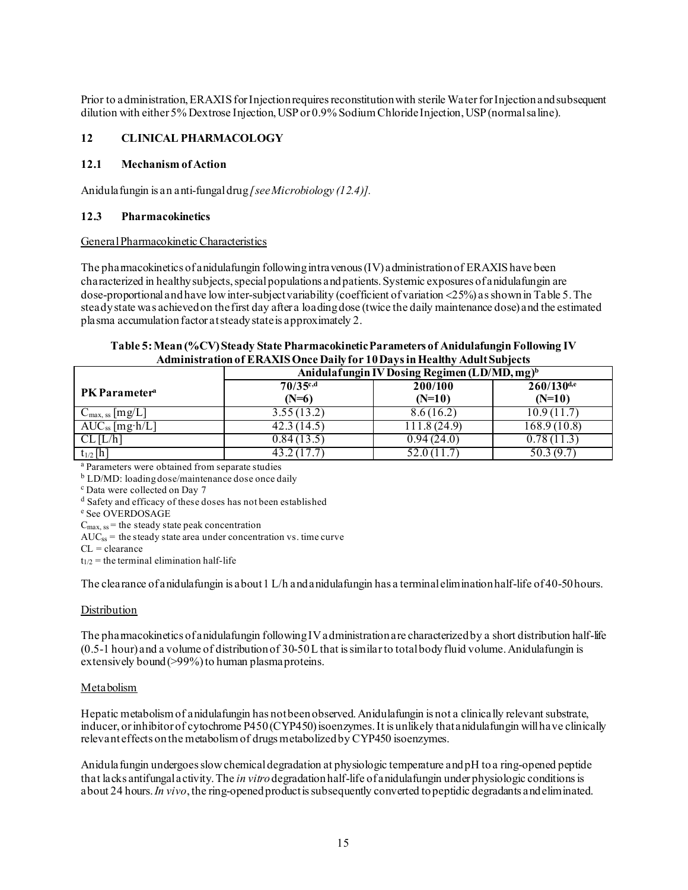Prior to administration, ERAXIS for Injection requires reconstitution with sterile Water for Injection and subsequent dilution with either 5% Dextrose Injection, USP or 0.9% Sodium Chloride Injection, USP (normal saline).

## 12 CLINICAL PHARMACOLOGY

### 12.1 Mechanism of Action

Anidulafungin is an anti-fungal drug *[see Microbiology (12.4)].*

### 12.3 Pharmacokinetics

General Pharmacokinetic Characteristics

The pharmacokinetics of anidulafungin following intravenous (IV) administration of ERAXIS have been characterized in healthy subjects, special populations and patients. Systemic exposures of anidulafungin are dose-proportional and have low inter-subject variability (coefficient of variation <25%) as shown in Table 5. The steady state was achieved on the first day after a loading dose (twice the daily maintenance dose) and the estimated plasma accumulation factor at steady state is approximately 2.

**Table 5: Mean (%CV) Steady State Pharmacokinetic Parameters of Anidulafungin Following IV Administration of ERAXIS Once Daily for 10 Days in Healthy Adult Subjects**

| PK Parameter[a] | Anidulafungin IV Dosing Regimen (LD/MD, mg)[b] | | |
|---|---|---|---|
| | **70/35[c,d] (N=6)** | **200/100 (N=10)** | **260/130[d,e] (N=10)** |
| $C_{max, ss}$ [mg/L] | 3.55 (13.2) | 8.6 (16.2) | 10.9 (11.7) |
| $AUC_{ss}$ [mg·h/L] | 42.3 (14.5) | 111.8 (24.9) | 168.9 (10.8) |
| CL [L/h] | 0.84 (13.5) | 0.94 (24.0) | 0.78 (11.3) |
| $t_{1/2}$ [h] | 43.2 (17.7) | 52.0 (11.7) | 50.3 (9.7) |

[a] Parameters were obtained from separate studies
[b] LD/MD: loading dose/maintenance dose once daily
[c] Data were collected on Day 7
[d] Safety and efficacy of these doses has not been established
[e] See OVERDOSAGE
$C_{max, ss}$ = the steady state peak concentration
$AUC_{ss}$ = the steady state area under concentration vs. time curve
CL = clearance
$t_{1/2}$ = the terminal elimination half-life

The clearance of anidulafungin is about 1 L/h and anidulafungin has a terminal elimination half-life of 40-50 hours.

Distribution

The pharmacokinetics of anidulafungin following IV administration are characterized by a short distribution half-life (0.5-1 hour) and a volume of distribution of 30-50 L that is similar to total body fluid volume. Anidulafungin is extensively bound (>99%) to human plasma proteins.

Metabolism

Hepatic metabolism of anidulafungin has not been observed. Anidulafungin is not a clinically relevant substrate, inducer, or inhibitor of cytochrome P450 (CYP450) isoenzymes. It is unlikely that anidulafungin will have clinically relevant effects on the metabolism of drugs metabolized by CYP450 isoenzymes.

Anidulafungin undergoes slow chemical degradation at physiologic temperature and pH to a ring-opened peptide that lacks antifungal activity. The *in vitro* degradation half-life of anidulafungin under physiologic conditions is about 24 hours. *In vivo*, the ring-opened product is subsequently converted to peptidic degradants and eliminated.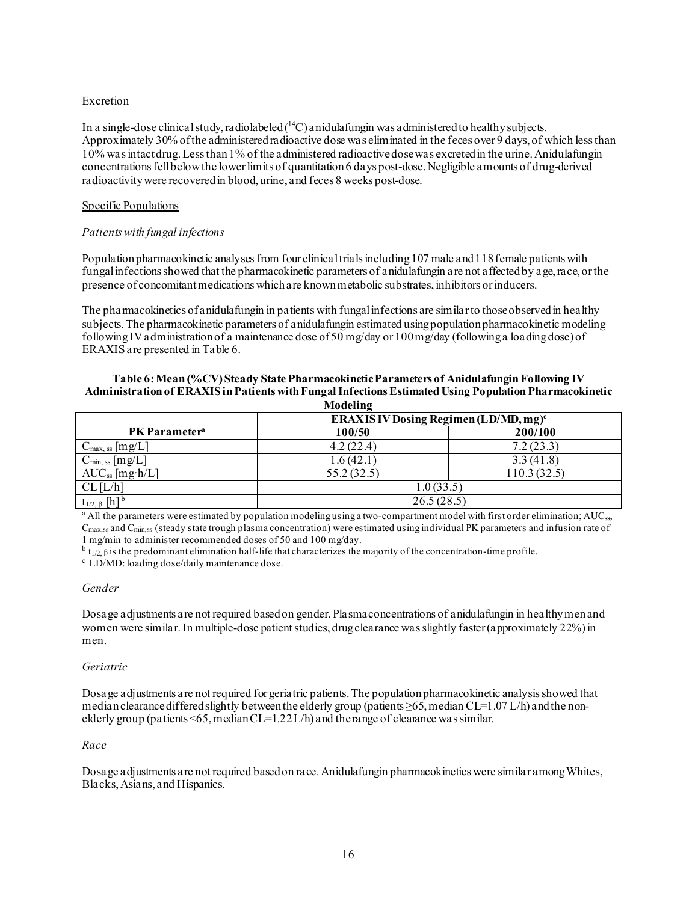Excretion

In a single-dose clinical study, radiolabeled ($^{14}C$) anidulafungin was administered to healthy subjects. Approximately 30% of the administered radioactive dose was eliminated in the feces over 9 days, of which less than 10% was intact drug. Less than 1% of the administered radioactive dose was excreted in the urine. Anidulafungin concentrations fell below the lower limits of quantitation 6 days post-dose. Negligible amounts of drug-derived radioactivity were recovered in blood, urine, and feces 8 weeks post-dose.

Specific Populations

*Patients with fungal infections*

Population pharmacokinetic analyses from four clinical trials including 107 male and 118 female patients with fungal infections showed that the pharmacokinetic parameters of anidulafungin are not affected by age, race, or the presence of concomitant medications which are known metabolic substrates, inhibitors or inducers.

The pharmacokinetics of anidulafungin in patients with fungal infections are similar to those observed in healthy subjects. The pharmacokinetic parameters of anidulafungin estimated using population pharmacokinetic modeling following IV administration of a maintenance dose of 50 mg/day or 100 mg/day (following a loading dose) of ERAXIS are presented in Table 6.

**Table 6: Mean (%CV) Steady State Pharmacokinetic Parameters of Anidulafungin Following IV Administration of ERAXIS in Patients with Fungal Infections Estimated Using Population Pharmacokinetic Modeling**

| **PK Parameter**[a] | **ERAXIS IV Dosing Regimen (LD/MD, mg)**[c] | |
|---|---|---|
| | **100/50** | **200/100** |
| $C_{max,\,ss}$ [mg/L] | 4.2 (22.4) | 7.2 (23.3) |
| $C_{min,\,ss}$ [mg/L] | 1.6 (42.1) | 3.3 (41.8) |
| $AUC_{ss}$ [mg·h/L] | 55.2 (32.5) | 110.3 (32.5) |
| CL [L/h] | 1.0 (33.5) | |
| $t_{1/2,\,\beta}$ [h][b] | 26.5 (28.5) | |

[a] All the parameters were estimated by population modeling using a two-compartment model with first order elimination; $AUC_{ss}$, $C_{max,ss}$ and $C_{min,ss}$ (steady state trough plasma concentration) were estimated using individual PK parameters and infusion rate of 1 mg/min to administer recommended doses of 50 and 100 mg/day.

[b] $t_{1/2,\,\beta}$ is the predominant elimination half-life that characterizes the majority of the concentration-time profile.

[c] LD/MD: loading dose/daily maintenance dose.

*Gender*

Dosage adjustments are not required based on gender. Plasma concentrations of anidulafungin in healthy men and women were similar. In multiple-dose patient studies, drug clearance was slightly faster (approximately 22%) in men.

*Geriatric*

Dosage adjustments are not required for geriatric patients. The population pharmacokinetic analysis showed that median clearance differed slightly between the elderly group (patients ≥65, median CL=1.07 L/h) and the non-elderly group (patients <65, median CL=1.22 L/h) and the range of clearance was similar.

*Race*

Dosage adjustments are not required based on race. Anidulafungin pharmacokinetics were similar among Whites, Blacks, Asians, and Hispanics.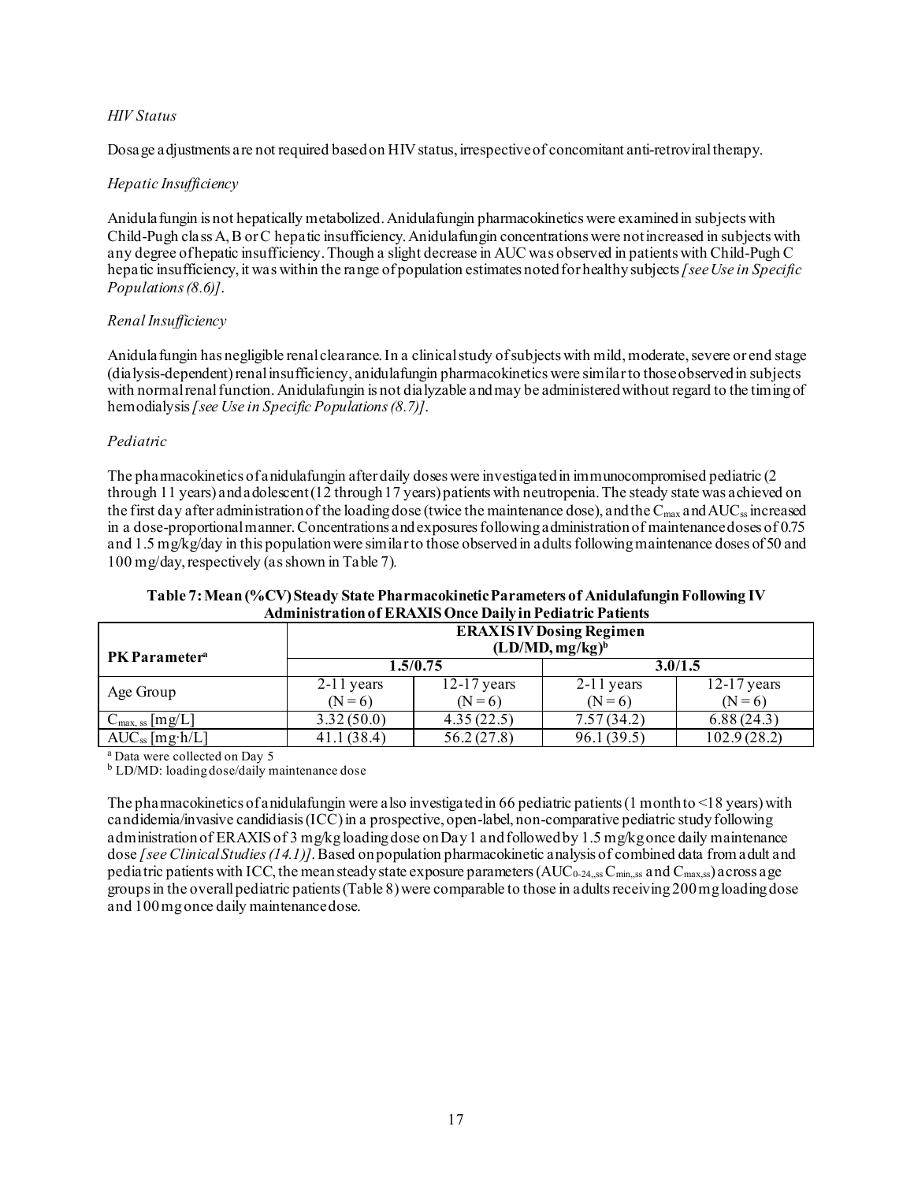*HIV Status*

Dosage adjustments are not required based on HIV status, irrespective of concomitant anti-retroviral therapy.

*Hepatic Insufficiency*

Anidulafungin is not hepatically metabolized. Anidulafungin pharmacokinetics were examined in subjects with Child-Pugh class A, B or C hepatic insufficiency. Anidulafungin concentrations were not increased in subjects with any degree of hepatic insufficiency. Though a slight decrease in AUC was observed in patients with Child-Pugh C hepatic insufficiency, it was within the range of population estimates noted for healthy subjects *[see Use in Specific Populations (8.6)]*.

*Renal Insufficiency*

Anidulafungin has negligible renal clearance. In a clinical study of subjects with mild, moderate, severe or end stage (dialysis-dependent) renal insufficiency, anidulafungin pharmacokinetics were similar to those observed in subjects with normal renal function. Anidulafungin is not dialyzable and may be administered without regard to the timing of hemodialysis *[see Use in Specific Populations (8.7)]*.

*Pediatric*

The pharmacokinetics of anidulafungin after daily doses were investigated in immunocompromised pediatric (2 through 11 years) and adolescent (12 through 17 years) patients with neutropenia. The steady state was achieved on the first day after administration of the loading dose (twice the maintenance dose), and the $C_{max}$ and $AUC_{ss}$ increased in a dose-proportional manner. Concentrations and exposures following administration of maintenance doses of 0.75 and 1.5 mg/kg/day in this population were similar to those observed in adults following maintenance doses of 50 and 100 mg/day, respectively (as shown in Table 7).

**Table 7: Mean (%CV) Steady State Pharmacokinetic Parameters of Anidulafungin Following IV Administration of ERAXIS Once Daily in Pediatric Patients**

| PK Parameter[a] | ERAXIS IV Dosing Regimen (LD/MD, mg/kg)[b] | | | |
|---|---|---|---|---|
| | 1.5/0.75 | | 3.0/1.5 | |
| Age Group | 2-11 years (N = 6) | 12-17 years (N = 6) | 2-11 years (N = 6) | 12-17 years (N = 6) |
| $C_{max, ss}$ [mg/L] | 3.32 (50.0) | 4.35 (22.5) | 7.57 (34.2) | 6.88 (24.3) |
| $AUC_{ss}$ [mg·h/L] | 41.1 (38.4) | 56.2 (27.8) | 96.1 (39.5) | 102.9 (28.2) |

[a] Data were collected on Day 5

[b] LD/MD: loading dose/daily maintenance dose

The pharmacokinetics of anidulafungin were also investigated in 66 pediatric patients (1 month to <18 years) with candidemia/invasive candidiasis (ICC) in a prospective, open-label, non-comparative pediatric study following administration of ERAXIS of 3 mg/kg loading dose on Day 1 and followed by 1.5 mg/kg once daily maintenance dose *[see Clinical Studies (14.1)]*. Based on population pharmacokinetic analysis of combined data from adult and pediatric patients with ICC, the mean steady state exposure parameters ($AUC_{0-24,,ss}$ $C_{min,,ss}$ and $C_{max,ss}$) across age groups in the overall pediatric patients (Table 8) were comparable to those in adults receiving 200 mg loading dose and 100 mg once daily maintenance dose.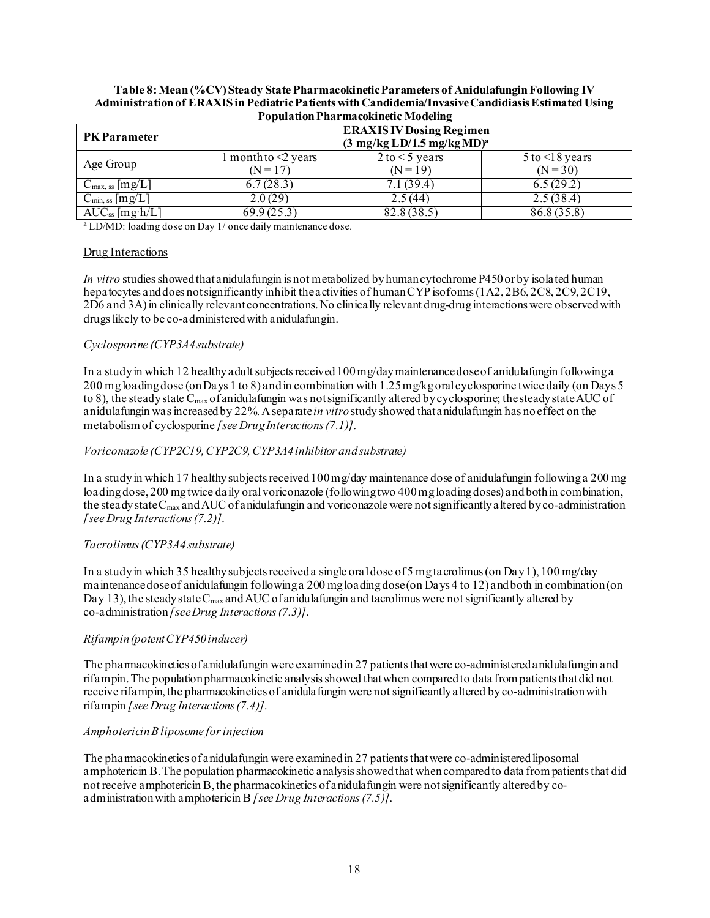**Table 8: Mean (%CV) Steady State Pharmacokinetic Parameters of Anidulafungin Following IV Administration of ERAXIS in Pediatric Patients with Candidemia/Invasive Candidiasis Estimated Using Population Pharmacokinetic Modeling**

| PK Parameter | ERAXIS IV Dosing Regimen (3 mg/kg LD/1.5 mg/kg MD)[a] | | |
|---|---|---|---|
| Age Group | 1 month to <2 years (N = 17) | 2 to < 5 years (N = 19) | 5 to <18 years (N = 30) |
| $C_{max,\,ss}$ [mg/L] | 6.7 (28.3) | 7.1 (39.4) | 6.5 (29.2) |
| $C_{min,\,ss}$ [mg/L] | 2.0 (29) | 2.5 (44) | 2.5 (38.4) |
| $AUC_{ss}$ [mg·h/L] | 69.9 (25.3) | 82.8 (38.5) | 86.8 (35.8) |

[a] LD/MD: loading dose on Day 1/ once daily maintenance dose.

Drug Interactions

*In vitro* studies showed that anidulafungin is not metabolized by human cytochrome P450 or by isolated human hepatocytes and does not significantly inhibit the activities of human CYP isoforms (1A2, 2B6, 2C8, 2C9, 2C19, 2D6 and 3A) in clinically relevant concentrations. No clinically relevant drug-drug interactions were observed with drugs likely to be co-administered with anidulafungin.

*Cyclosporine (CYP3A4 substrate)*

In a study in which 12 healthy adult subjects received 100 mg/day maintenance dose of anidulafungin following a 200 mg loading dose (on Days 1 to 8) and in combination with 1.25 mg/kg oral cyclosporine twice daily (on Days 5 to 8), the steady state $C_{max}$ of anidulafungin was not significantly altered by cyclosporine; the steady state AUC of anidulafungin was increased by 22%. A separate *in vitro* study showed that anidulafungin has no effect on the metabolism of cyclosporine *[see Drug Interactions (7.1)]*.

*Voriconazole (CYP2C19, CYP2C9, CYP3A4 inhibitor and substrate)*

In a study in which 17 healthy subjects received 100 mg/day maintenance dose of anidulafungin following a 200 mg loading dose, 200 mg twice daily oral voriconazole (following two 400 mg loading doses) and both in combination, the steady state $C_{max}$ and AUC of anidulafungin and voriconazole were not significantly altered by co-administration *[see Drug Interactions (7.2)]*.

*Tacrolimus (CYP3A4 substrate)*

In a study in which 35 healthy subjects received a single oral dose of 5 mg tacrolimus (on Day 1), 100 mg/day maintenance dose of anidulafungin following a 200 mg loading dose (on Days 4 to 12) and both in combination (on Day 13), the steady state $C_{max}$ and AUC of anidulafungin and tacrolimus were not significantly altered by co-administration *[see Drug Interactions (7.3)]*.

*Rifampin (potent CYP450 inducer)*

The pharmacokinetics of anidulafungin were examined in 27 patients that were co-administered anidulafungin and rifampin. The population pharmacokinetic analysis showed that when compared to data from patients that did not receive rifampin, the pharmacokinetics of anidulafungin were not significantly altered by co-administration with rifampin *[see Drug Interactions (7.4)]*.

*Amphotericin B liposome for injection*

The pharmacokinetics of anidulafungin were examined in 27 patients that were co-administered liposomal amphotericin B. The population pharmacokinetic analysis showed that when compared to data from patients that did not receive amphotericin B, the pharmacokinetics of anidulafungin were not significantly altered by co-administration with amphotericin B *[see Drug Interactions (7.5)]*.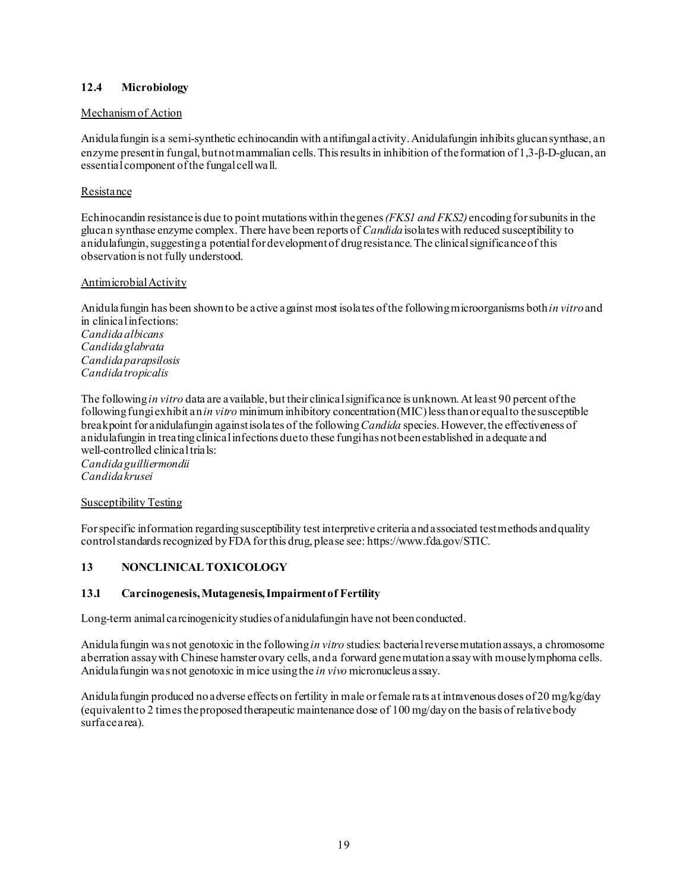### 12.4 Microbiology

Mechanism of Action

Anidulafungin is a semi-synthetic echinocandin with antifungal activity. Anidulafungin inhibits glucan synthase, an enzyme present in fungal, but not mammalian cells. This results in inhibition of the formation of 1,3-β-D-glucan, an essential component of the fungal cell wall.

Resistance

Echinocandin resistance is due to point mutations within the genes *(FKS1 and FKS2)* encoding for subunits in the glucan synthase enzyme complex. There have been reports of *Candida* isolates with reduced susceptibility to anidulafungin, suggesting a potential for development of drug resistance. The clinical significance of this observation is not fully understood.

Antimicrobial Activity

Anidulafungin has been shown to be active against most isolates of the following microorganisms both *in vitro* and in clinical infections:
*Candida albicans*
*Candida glabrata*
*Candida parapsilosis*
*Candida tropicalis*

The following *in vitro* data are available, but their clinical significance is unknown. At least 90 percent of the following fungi exhibit an *in vitro* minimum inhibitory concentration (MIC) less than or equal to the susceptible breakpoint for anidulafungin against isolates of the following *Candida* species. However, the effectiveness of anidulafungin in treating clinical infections due to these fungi has not been established in adequate and well-controlled clinical trials:
*Candida guilliermondii*
*Candida krusei*

Susceptibility Testing

For specific information regarding susceptibility test interpretive criteria and associated test methods and quality control standards recognized by FDA for this drug, please see: https://www.fda.gov/STIC.

## 13 NONCLINICAL TOXICOLOGY

### 13.1 Carcinogenesis, Mutagenesis, Impairment of Fertility

Long-term animal carcinogenicity studies of anidulafungin have not been conducted.

Anidulafungin was not genotoxic in the following *in vitro* studies: bacterial reverse mutation assays, a chromosome aberration assay with Chinese hamster ovary cells, and a forward gene mutation assay with mouse lymphoma cells. Anidulafungin was not genotoxic in mice using the *in vivo* micronucleus assay.

Anidulafungin produced no adverse effects on fertility in male or female rats at intravenous doses of 20 mg/kg/day (equivalent to 2 times the proposed therapeutic maintenance dose of 100 mg/day on the basis of relative body surface area).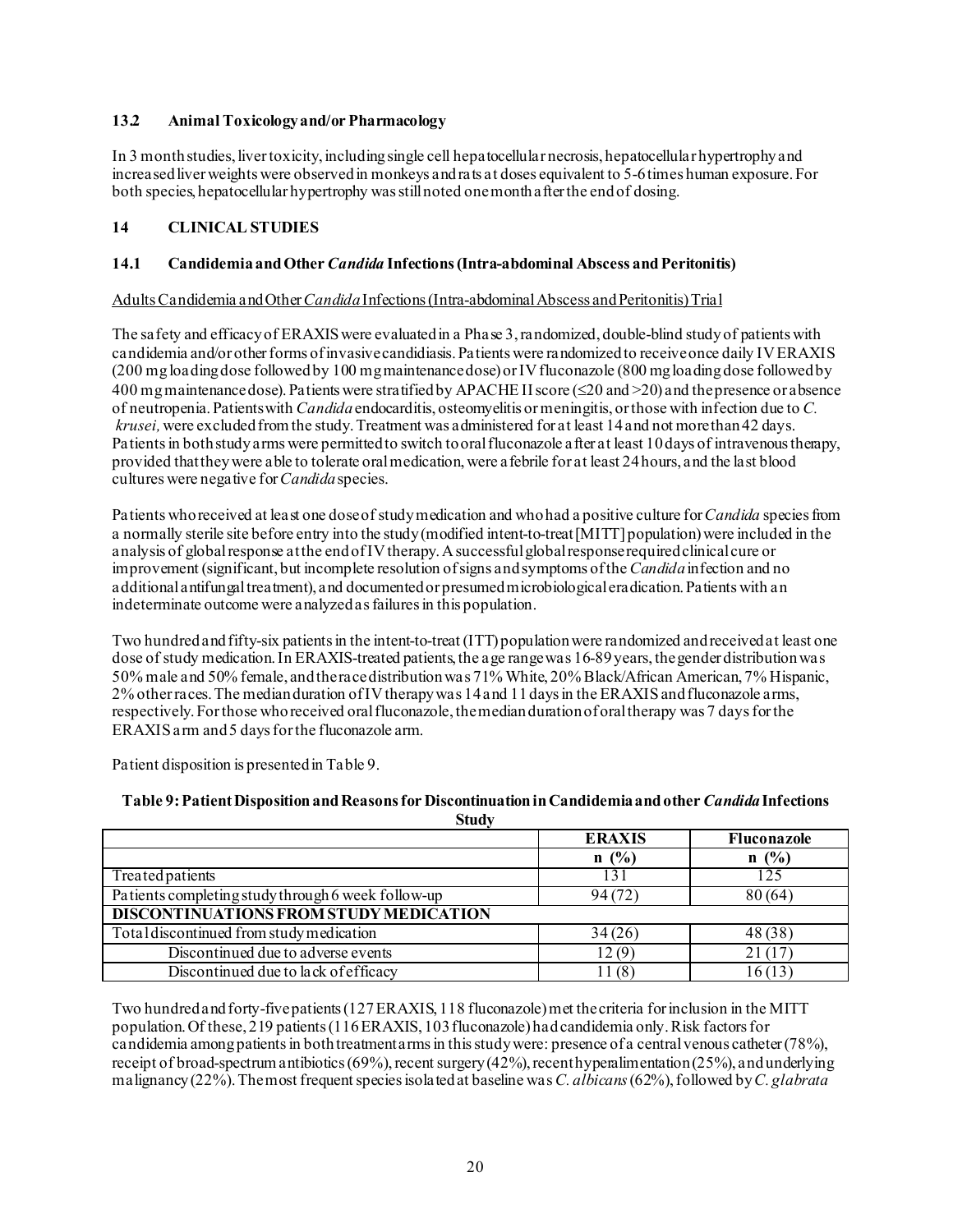### 13.2 Animal Toxicology and/or Pharmacology

In 3 month studies, liver toxicity, including single cell hepatocellular necrosis, hepatocellular hypertrophy and increased liver weights were observed in monkeys and rats at doses equivalent to 5-6 times human exposure. For both species, hepatocellular hypertrophy was still noted one month after the end of dosing.

## 14 CLINICAL STUDIES

### 14.1 Candidemia and Other *Candida* Infections (Intra-abdominal Abscess and Peritonitis)

Adults Candidemia and Other *Candida* Infections (Intra-abdominal Abscess and Peritonitis) Trial

The safety and efficacy of ERAXIS were evaluated in a Phase 3, randomized, double-blind study of patients with candidemia and/or other forms of invasive candidiasis. Patients were randomized to receive once daily IV ERAXIS (200 mg loading dose followed by 100 mg maintenance dose) or IV fluconazole (800 mg loading dose followed by 400 mg maintenance dose). Patients were stratified by APACHE II score (≤20 and >20) and the presence or absence of neutropenia. Patients with *Candida* endocarditis, osteomyelitis or meningitis, or those with infection due to *C. krusei,* were excluded from the study. Treatment was administered for at least 14 and not more than 42 days. Patients in both study arms were permitted to switch to oral fluconazole after at least 10 days of intravenous therapy, provided that they were able to tolerate oral medication, were afebrile for at least 24 hours, and the last blood cultures were negative for *Candida* species.

Patients who received at least one dose of study medication and who had a positive culture for *Candida* species from a normally sterile site before entry into the study (modified intent-to-treat [MITT] population) were included in the analysis of global response at the end of IV therapy. A successful global response required clinical cure or improvement (significant, but incomplete resolution of signs and symptoms of the *Candida* infection and no additional antifungal treatment), and documented or presumed microbiological eradication. Patients with an indeterminate outcome were analyzed as failures in this population.

Two hundred and fifty-six patients in the intent-to-treat (ITT) population were randomized and received at least one dose of study medication. In ERAXIS-treated patients, the age range was 16-89 years, the gender distribution was 50% male and 50% female, and the race distribution was 71% White, 20% Black/African American, 7% Hispanic, 2% other races. The median duration of IV therapy was 14 and 11 days in the ERAXIS and fluconazole arms, respectively. For those who received oral fluconazole, the median duration of oral therapy was 7 days for the ERAXIS arm and 5 days for the fluconazole arm.

Patient disposition is presented in Table 9.

**Table 9: Patient Disposition and Reasons for Discontinuation in Candidemia and other *Candida* Infections Study**

| | ERAXIS n (%) | Fluconazole n (%) |
|---|---|---|
| Treated patients | 131 | 125 |
| Patients completing study through 6 week follow-up | 94 (72) | 80 (64) |
| **DISCONTINUATIONS FROM STUDY MEDICATION** | | |
| Total discontinued from study medication | 34 (26) | 48 (38) |
| Discontinued due to adverse events | 12 (9) | 21 (17) |
| Discontinued due to lack of efficacy | 11 (8) | 16 (13) |

Two hundred and forty-five patients (127 ERAXIS, 118 fluconazole) met the criteria for inclusion in the MITT population. Of these, 219 patients (116 ERAXIS, 103 fluconazole) had candidemia only. Risk factors for candidemia among patients in both treatment arms in this study were: presence of a central venous catheter (78%), receipt of broad-spectrum antibiotics (69%), recent surgery (42%), recent hyperalimentation (25%), and underlying malignancy (22%). The most frequent species isolated at baseline was *C. albicans* (62%), followed by *C. glabrata*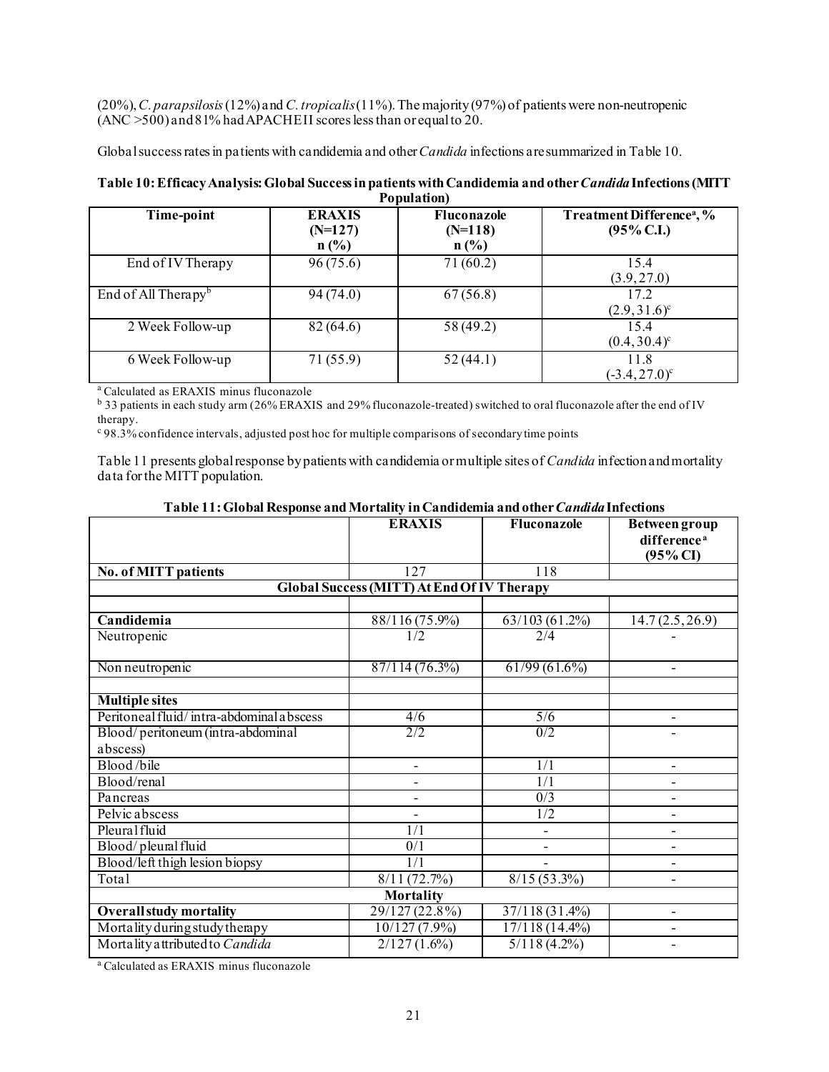(20%), *C. parapsilosis* (12%) and *C. tropicalis* (11%). The majority (97%) of patients were non-neutropenic (ANC >500) and 81% had APACHE II scores less than or equal to 20.

Global success rates in patients with candidemia and other *Candida* infections are summarized in Table 10.

**Table 10: Efficacy Analysis: Global Success in patients with Candidemia and other *Candida* Infections (MITT Population)**

| Time-point | ERAXIS (N=127) n (%) | Fluconazole (N=118) n (%) | Treatment Difference[a], % (95% C.I.) |
|---|---|---|---|
| End of IV Therapy | 96 (75.6) | 71 (60.2) | 15.4 (3.9, 27.0) |
| End of All Therapy[b] | 94 (74.0) | 67 (56.8) | 17.2 (2.9, 31.6)[c] |
| 2 Week Follow-up | 82 (64.6) | 58 (49.2) | 15.4 (0.4, 30.4)[c] |
| 6 Week Follow-up | 71 (55.9) | 52 (44.1) | 11.8 (-3.4, 27.0)[c] |

[a] Calculated as ERAXIS minus fluconazole
[b] 33 patients in each study arm (26% ERAXIS and 29% fluconazole-treated) switched to oral fluconazole after the end of IV therapy.
[c] 98.3% confidence intervals, adjusted post hoc for multiple comparisons of secondary time points

Table 11 presents global response by patients with candidemia or multiple sites of *Candida* infection and mortality data for the MITT population.

**Table 11: Global Response and Mortality in Candidemia and other *Candida* Infections**

| | ERAXIS | Fluconazole | Between group difference[a] (95% CI) |
|---|---|---|---|
| **No. of MITT patients** | 127 | 118 | |
| **Global Success (MITT) At End Of IV Therapy** | | | |
| **Candidemia** | 88/116 (75.9%) | 63/103 (61.2%) | 14.7 (2.5, 26.9) |
| Neutropenic | 1/2 | 2/4 | - |
| Non neutropenic | 87/114 (76.3%) | 61/99 (61.6%) | - |
| **Multiple sites** | | | |
| Peritoneal fluid/ intra-abdominal abscess | 4/6 | 5/6 | - |
| Blood/ peritoneum (intra-abdominal abscess) | 2/2 | 0/2 | - |
| Blood /bile | - | 1/1 | - |
| Blood/renal | - | 1/1 | - |
| Pancreas | - | 0/3 | - |
| Pelvic abscess | - | 1/2 | - |
| Pleural fluid | 1/1 | - | - |
| Blood/ pleural fluid | 0/1 | - | - |
| Blood/left thigh lesion biopsy | 1/1 | - | - |
| Total | 8/11 (72.7%) | 8/15 (53.3%) | - |
| **Mortality** | | | |
| **Overall study mortality** | 29/127 (22.8%) | 37/118 (31.4%) | - |
| Mortality during study therapy | 10/127 (7.9%) | 17/118 (14.4%) | - |
| Mortality attributed to *Candida* | 2/127 (1.6%) | 5/118 (4.2%) | - |

[a] Calculated as ERAXIS minus fluconazole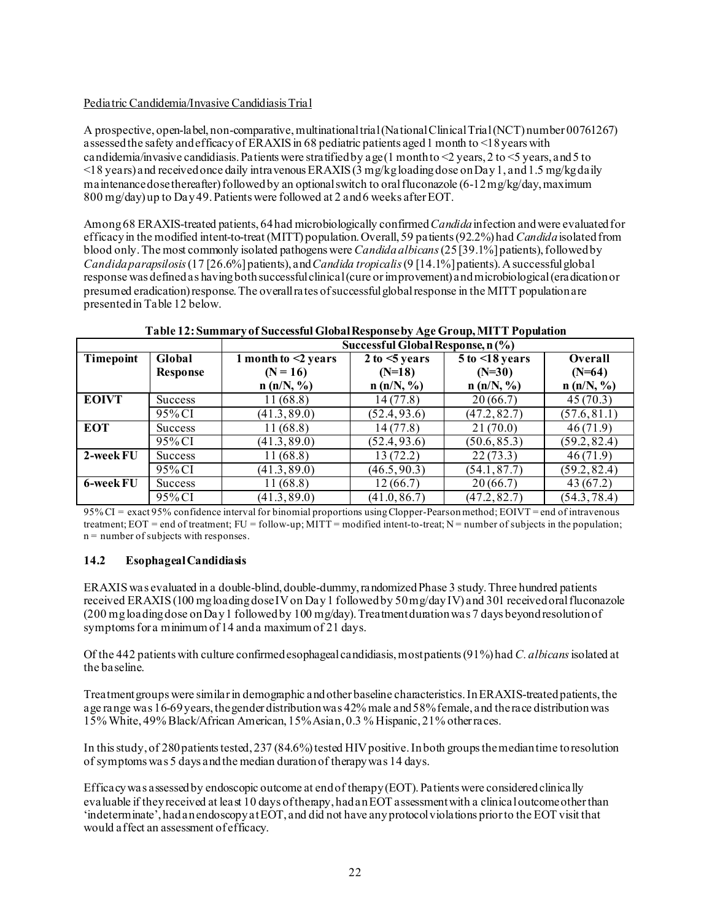Pediatric Candidemia/Invasive Candidiasis Trial

A prospective, open-label, non-comparative, multinational trial (National Clinical Trial (NCT) number 00761267) assessed the safety and efficacy of ERAXIS in 68 pediatric patients aged 1 month to <18 years with candidemia/invasive candidiasis. Patients were stratified by age (1 month to <2 years, 2 to <5 years, and 5 to <18 years) and received once daily intravenous ERAXIS (3 mg/kg loading dose on Day 1, and 1.5 mg/kg daily maintenance dose thereafter) followed by an optional switch to oral fluconazole (6-12 mg/kg/day, maximum 800 mg/day) up to Day 49. Patients were followed at 2 and 6 weeks after EOT.

Among 68 ERAXIS-treated patients, 64 had microbiologically confirmed *Candida* infection and were evaluated for efficacy in the modified intent-to-treat (MITT) population. Overall, 59 patients (92.2%) had *Candida* isolated from blood only. The most commonly isolated pathogens were *Candida albicans* (25 [39.1%] patients), followed by *Candida parapsilosis* (17 [26.6%] patients), and *Candida tropicalis* (9 [14.1%] patients). A successful global response was defined as having both successful clinical (cure or improvement) and microbiological (eradication or presumed eradication) response. The overall rates of successful global response in the MITT population are presented in Table 12 below.

**Table 12: Summary of Successful Global Response by Age Group, MITT Population**

| | | Successful Global Response, n (%) | | | |
|---|---|---|---|---|---|
| **Timepoint** | **Global Response** | **1 month to <2 years (N = 16) n (n/N, %)** | **2 to <5 years (N=18) n (n/N, %)** | **5 to <18 years (N=30) n (n/N, %)** | **Overall (N=64) n (n/N, %)** |
| **EOIVT** | Success | 11 (68.8) | 14 (77.8) | 20 (66.7) | 45 (70.3) |
| | 95% CI | (41.3, 89.0) | (52.4, 93.6) | (47.2, 82.7) | (57.6, 81.1) |
| **EOT** | Success | 11 (68.8) | 14 (77.8) | 21 (70.0) | 46 (71.9) |
| | 95% CI | (41.3, 89.0) | (52.4, 93.6) | (50.6, 85.3) | (59.2, 82.4) |
| **2-week FU** | Success | 11 (68.8) | 13 (72.2) | 22 (73.3) | 46 (71.9) |
| | 95% CI | (41.3, 89.0) | (46.5, 90.3) | (54.1, 87.7) | (59.2, 82.4) |
| **6-week FU** | Success | 11 (68.8) | 12 (66.7) | 20 (66.7) | 43 (67.2) |
| | 95% CI | (41.3, 89.0) | (41.0, 86.7) | (47.2, 82.7) | (54.3, 78.4) |

95% CI = exact 95% confidence interval for binomial proportions using Clopper-Pearson method; EOIVT = end of intravenous treatment; EOT = end of treatment; FU = follow-up; MITT = modified intent-to-treat; N = number of subjects in the population; n = number of subjects with responses.

### 14.2 Esophageal Candidiasis

ERAXIS was evaluated in a double-blind, double-dummy, randomized Phase 3 study. Three hundred patients received ERAXIS (100 mg loading dose IV on Day 1 followed by 50 mg/day IV) and 301 received oral fluconazole (200 mg loading dose on Day 1 followed by 100 mg/day). Treatment duration was 7 days beyond resolution of symptoms for a minimum of 14 and a maximum of 21 days.

Of the 442 patients with culture confirmed esophageal candidiasis, most patients (91%) had *C. albicans* isolated at the baseline.

Treatment groups were similar in demographic and other baseline characteristics. In ERAXIS-treated patients, the age range was 16-69 years, the gender distribution was 42% male and 58% female, and the race distribution was 15% White, 49% Black/African American, 15% Asian, 0.3 % Hispanic, 21% other races.

In this study, of 280 patients tested, 237 (84.6%) tested HIV positive. In both groups the median time to resolution of symptoms was 5 days and the median duration of therapy was 14 days.

Efficacy was assessed by endoscopic outcome at end of therapy (EOT). Patients were considered clinically evaluable if they received at least 10 days of therapy, had an EOT assessment with a clinical outcome other than 'indeterminate', had an endoscopy at EOT, and did not have any protocol violations prior to the EOT visit that would affect an assessment of efficacy.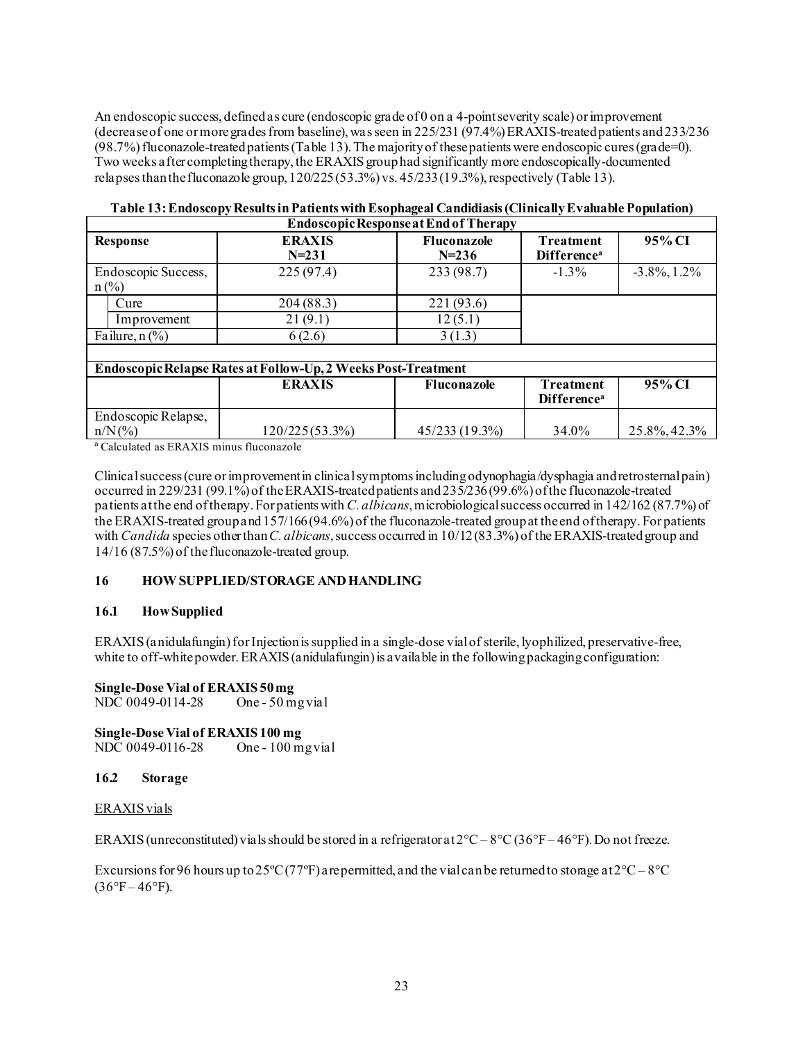An endoscopic success, defined as cure (endoscopic grade of 0 on a 4-point severity scale) or improvement (decrease of one or more grades from baseline), was seen in 225/231 (97.4%) ERAXIS-treated patients and 233/236 (98.7%) fluconazole-treated patients (Table 13). The majority of these patients were endoscopic cures (grade=0). Two weeks after completing therapy, the ERAXIS group had significantly more endoscopically-documented relapses than the fluconazole group, 120/225 (53.3%) vs. 45/233 (19.3%), respectively (Table 13).

**Table 13: Endoscopy Results in Patients with Esophageal Candidiasis (Clinically Evaluable Population)**

| **Endoscopic Response at End of Therapy** | | | | |
|---|---|---|---|---|
| **Response** | **ERAXIS N=231** | **Fluconazole N=236** | **Treatment Difference[a]** | **95% CI** |
| Endoscopic Success, n (%) | 225 (97.4) | 233 (98.7) | -1.3% | -3.8%, 1.2% |
| Cure | 204 (88.3) | 221 (93.6) | | |
| Improvement | 21 (9.1) | 12 (5.1) | | |
| Failure, n (%) | 6 (2.6) | 3 (1.3) | | |
| **Endoscopic Relapse Rates at Follow-Up, 2 Weeks Post-Treatment** | | | | |
| | **ERAXIS** | **Fluconazole** | **Treatment Difference[a]** | **95% CI** |
| Endoscopic Relapse, n/N (%) | 120/225 (53.3%) | 45/233 (19.3%) | 34.0% | 25.8%, 42.3% |

[a] Calculated as ERAXIS minus fluconazole

Clinical success (cure or improvement in clinical symptoms including odynophagia/dysphagia and retrosternal pain) occurred in 229/231 (99.1%) of the ERAXIS-treated patients and 235/236 (99.6%) of the fluconazole-treated patients at the end of therapy. For patients with *C. albicans*, microbiological success occurred in 142/162 (87.7%) of the ERAXIS-treated group and 157/166 (94.6%) of the fluconazole-treated group at the end of therapy. For patients with *Candida* species other than *C. albicans*, success occurred in 10/12 (83.3%) of the ERAXIS-treated group and 14/16 (87.5%) of the fluconazole-treated group.

## 16 HOW SUPPLIED/STORAGE AND HANDLING

### 16.1 How Supplied

ERAXIS (anidulafungin) for Injection is supplied in a single-dose vial of sterile, lyophilized, preservative-free, white to off-white powder. ERAXIS (anidulafungin) is available in the following packaging configuration:

**Single-Dose Vial of ERAXIS 50 mg**
NDC 0049-0114-28 One - 50 mg vial

**Single-Dose Vial of ERAXIS 100 mg**
NDC 0049-0116-28 One - 100 mg vial

### 16.2 Storage

ERAXIS vials

ERAXIS (unreconstituted) vials should be stored in a refrigerator at 2°C – 8°C (36°F – 46°F). Do not freeze.

Excursions for 96 hours up to 25ºC (77ºF) are permitted, and the vial can be returned to storage at 2°C – 8°C (36°F – 46°F).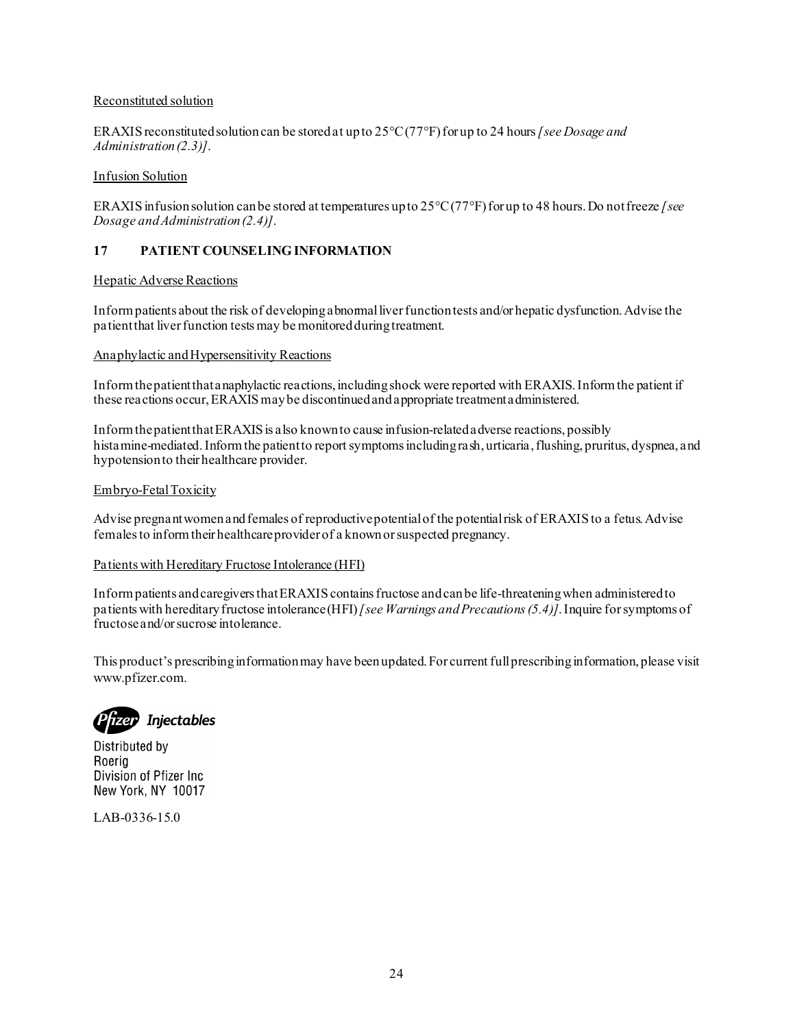Reconstituted solution

ERAXIS reconstituted solution can be stored at up to 25°C (77°F) for up to 24 hours *[see Dosage and Administration (2.3)]*.

Infusion Solution

ERAXIS infusion solution can be stored at temperatures up to 25°C (77°F) for up to 48 hours. Do not freeze *[see Dosage and Administration (2.4)]*.

## 17 PATIENT COUNSELING INFORMATION

Hepatic Adverse Reactions

Inform patients about the risk of developing abnormal liver function tests and/or hepatic dysfunction. Advise the patient that liver function tests may be monitored during treatment.

Anaphylactic and Hypersensitivity Reactions

Inform the patient that anaphylactic reactions, including shock were reported with ERAXIS. Inform the patient if these reactions occur, ERAXIS may be discontinued and appropriate treatment administered.

Inform the patient that ERAXIS is also known to cause infusion-related adverse reactions, possibly histamine-mediated. Inform the patient to report symptoms including rash, urticaria, flushing, pruritus, dyspnea, and hypotension to their healthcare provider.

Embryo-Fetal Toxicity

Advise pregnant women and females of reproductive potential of the potential risk of ERAXIS to a fetus. Advise females to inform their healthcare provider of a known or suspected pregnancy.

Patients with Hereditary Fructose Intolerance (HFI)

Inform patients and caregivers that ERAXIS contains fructose and can be life-threatening when administered to patients with hereditary fructose intolerance (HFI) *[see Warnings and Precautions (5.4)]*. Inquire for symptoms of fructose and/or sucrose intolerance.

This product's prescribing information may have been updated. For current full prescribing information, please visit www.pfizer.com.

Pfizer Injectables

Distributed by
Roerig
Division of Pfizer Inc
New York, NY 10017

LAB-0336-15.0